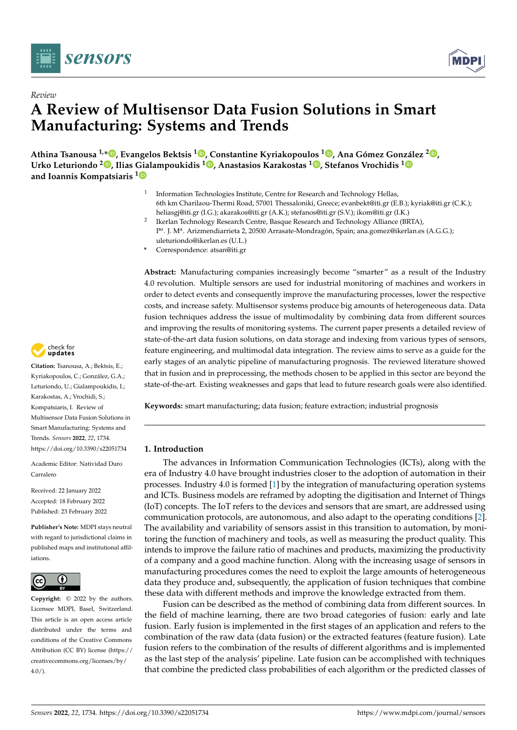*Review*

# A Review of Multisensor Data Fusion Solutions in Smart Manufacturing: Systems and Trends

**Athina Tsanousa [1,*], Evangelos Bektsis [1], Constantine Kyriakopoulos [1], Ana Gómez González [2], Urko Leturiondo [2], Ilias Gialampoukidis [1], Anastasios Karakostas [1], Stefanos Vrochidis [1] and Ioannis Kompatsiaris [1]**

[1] Information Technologies Institute, Centre for Research and Technology Hellas, 6th km Charilaou-Thermi Road, 57001 Thessaloniki, Greece; evanbekt@iti.gr (E.B.); kyriak@iti.gr (C.K.); heliasgj@iti.gr (I.G.); akarakos@iti.gr (A.K.); stefanos@iti.gr (S.V.); ikom@iti.gr (I.K.)

[2] Ikerlan Technology Research Centre, Basque Research and Technology Alliance (BRTA), Pº. J. Mª. Arizmendiarrieta 2, 20500 Arrasate-Mondragón, Spain; ana.gomez@ikerlan.es (A.G.G.); uleturiondo@ikerlan.es (U.L.)

\* Correspondence: atsan@iti.gr

**Abstract:** Manufacturing companies increasingly become "smarter" as a result of the Industry 4.0 revolution. Multiple sensors are used for industrial monitoring of machines and workers in order to detect events and consequently improve the manufacturing processes, lower the respective costs, and increase safety. Multisensor systems produce big amounts of heterogeneous data. Data fusion techniques address the issue of multimodality by combining data from different sources and improving the results of monitoring systems. The current paper presents a detailed review of state-of-the-art data fusion solutions, on data storage and indexing from various types of sensors, feature engineering, and multimodal data integration. The review aims to serve as a guide for the early stages of an analytic pipeline of manufacturing prognosis. The reviewed literature showed that in fusion and in preprocessing, the methods chosen to be applied in this sector are beyond the state-of-the-art. Existing weaknesses and gaps that lead to future research goals were also identified.

**Keywords:** smart manufacturing; data fusion; feature extraction; industrial prognosis

**Citation:** Tsanousa, A.; Bektsis, E.; Kyriakopoulos, C.; González, G.A.; Leturiondo, U.; Gialampoukidis, I.; Karakostas, A.; Vrochidis, S.; Kompatsiaris, I. Review of Multisensor Data Fusion Solutions in Smart Manufacturing: Systems and Trends. *Sensors* **2022**, *22*, 1734. https://doi.org/10.3390/s22051734

Academic Editor: Natividad Duro Carralero

Received: 22 January 2022
Accepted: 18 February 2022
Published: 23 February 2022

**Publisher's Note:** MDPI stays neutral with regard to jurisdictional claims in published maps and institutional affiliations.

**Copyright:** © 2022 by the authors. Licensee MDPI, Basel, Switzerland. This article is an open access article distributed under the terms and conditions of the Creative Commons Attribution (CC BY) license (https://creativecommons.org/licenses/by/4.0/).

## 1. Introduction

The advances in Information Communication Technologies (ICTs), along with the era of Industry 4.0 have brought industries closer to the adoption of automation in their processes. Industry 4.0 is formed [1] by the integration of manufacturing operation systems and ICTs. Business models are reframed by adopting the digitisation and Internet of Things (IoT) concepts. The IoT refers to the devices and sensors that are smart, are addressed using communication protocols, are autonomous, and also adapt to the operating conditions [2]. The availability and variability of sensors assist in this transition to automation, by monitoring the function of machinery and tools, as well as measuring the product quality. This intends to improve the failure ratio of machines and products, maximizing the productivity of a company and a good machine function. Along with the increasing usage of sensors in manufacturing procedures comes the need to exploit the large amounts of heterogeneous data they produce and, subsequently, the application of fusion techniques that combine these data with different methods and improve the knowledge extracted from them.

Fusion can be described as the method of combining data from different sources. In the field of machine learning, there are two broad categories of fusion: early and late fusion. Early fusion is implemented in the first stages of an application and refers to the combination of the raw data (data fusion) or the extracted features (feature fusion). Late fusion refers to the combination of the results of different algorithms and is implemented as the last step of the analysis' pipeline. Late fusion can be accomplished with techniques that combine the predicted class probabilities of each algorithm or the predicted classes of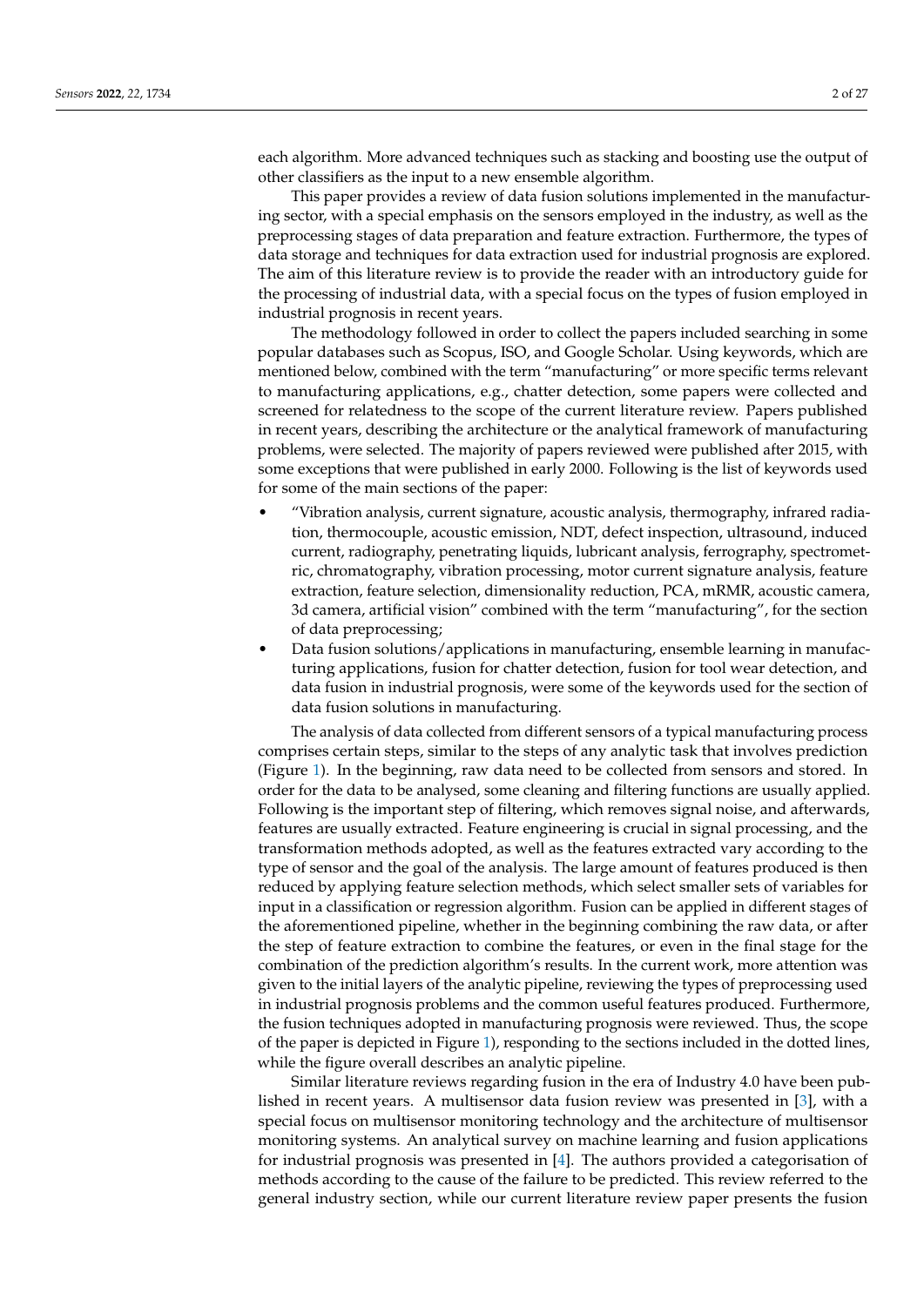each algorithm. More advanced techniques such as stacking and boosting use the output of other classifiers as the input to a new ensemble algorithm.

This paper provides a review of data fusion solutions implemented in the manufacturing sector, with a special emphasis on the sensors employed in the industry, as well as the preprocessing stages of data preparation and feature extraction. Furthermore, the types of data storage and techniques for data extraction used for industrial prognosis are explored. The aim of this literature review is to provide the reader with an introductory guide for the processing of industrial data, with a special focus on the types of fusion employed in industrial prognosis in recent years.

The methodology followed in order to collect the papers included searching in some popular databases such as Scopus, ISO, and Google Scholar. Using keywords, which are mentioned below, combined with the term "manufacturing" or more specific terms relevant to manufacturing applications, e.g., chatter detection, some papers were collected and screened for relatedness to the scope of the current literature review. Papers published in recent years, describing the architecture or the analytical framework of manufacturing problems, were selected. The majority of papers reviewed were published after 2015, with some exceptions that were published in early 2000. Following is the list of keywords used for some of the main sections of the paper:

- "Vibration analysis, current signature, acoustic analysis, thermography, infrared radiation, thermocouple, acoustic emission, NDT, defect inspection, ultrasound, induced current, radiography, penetrating liquids, lubricant analysis, ferrography, spectrometric, chromatography, vibration processing, motor current signature analysis, feature extraction, feature selection, dimensionality reduction, PCA, mRMR, acoustic camera, 3d camera, artificial vision" combined with the term "manufacturing", for the section of data preprocessing;
- Data fusion solutions/applications in manufacturing, ensemble learning in manufacturing applications, fusion for chatter detection, fusion for tool wear detection, and data fusion in industrial prognosis, were some of the keywords used for the section of data fusion solutions in manufacturing.

The analysis of data collected from different sensors of a typical manufacturing process comprises certain steps, similar to the steps of any analytic task that involves prediction (Figure 1). In the beginning, raw data need to be collected from sensors and stored. In order for the data to be analysed, some cleaning and filtering functions are usually applied. Following is the important step of filtering, which removes signal noise, and afterwards, features are usually extracted. Feature engineering is crucial in signal processing, and the transformation methods adopted, as well as the features extracted vary according to the type of sensor and the goal of the analysis. The large amount of features produced is then reduced by applying feature selection methods, which select smaller sets of variables for input in a classification or regression algorithm. Fusion can be applied in different stages of the aforementioned pipeline, whether in the beginning combining the raw data, or after the step of feature extraction to combine the features, or even in the final stage for the combination of the prediction algorithm's results. In the current work, more attention was given to the initial layers of the analytic pipeline, reviewing the types of preprocessing used in industrial prognosis problems and the common useful features produced. Furthermore, the fusion techniques adopted in manufacturing prognosis were reviewed. Thus, the scope of the paper is depicted in Figure 1), responding to the sections included in the dotted lines, while the figure overall describes an analytic pipeline.

Similar literature reviews regarding fusion in the era of Industry 4.0 have been published in recent years. A multisensor data fusion review was presented in [3], with a special focus on multisensor monitoring technology and the architecture of multisensor monitoring systems. An analytical survey on machine learning and fusion applications for industrial prognosis was presented in [4]. The authors provided a categorisation of methods according to the cause of the failure to be predicted. This review referred to the general industry section, while our current literature review paper presents the fusion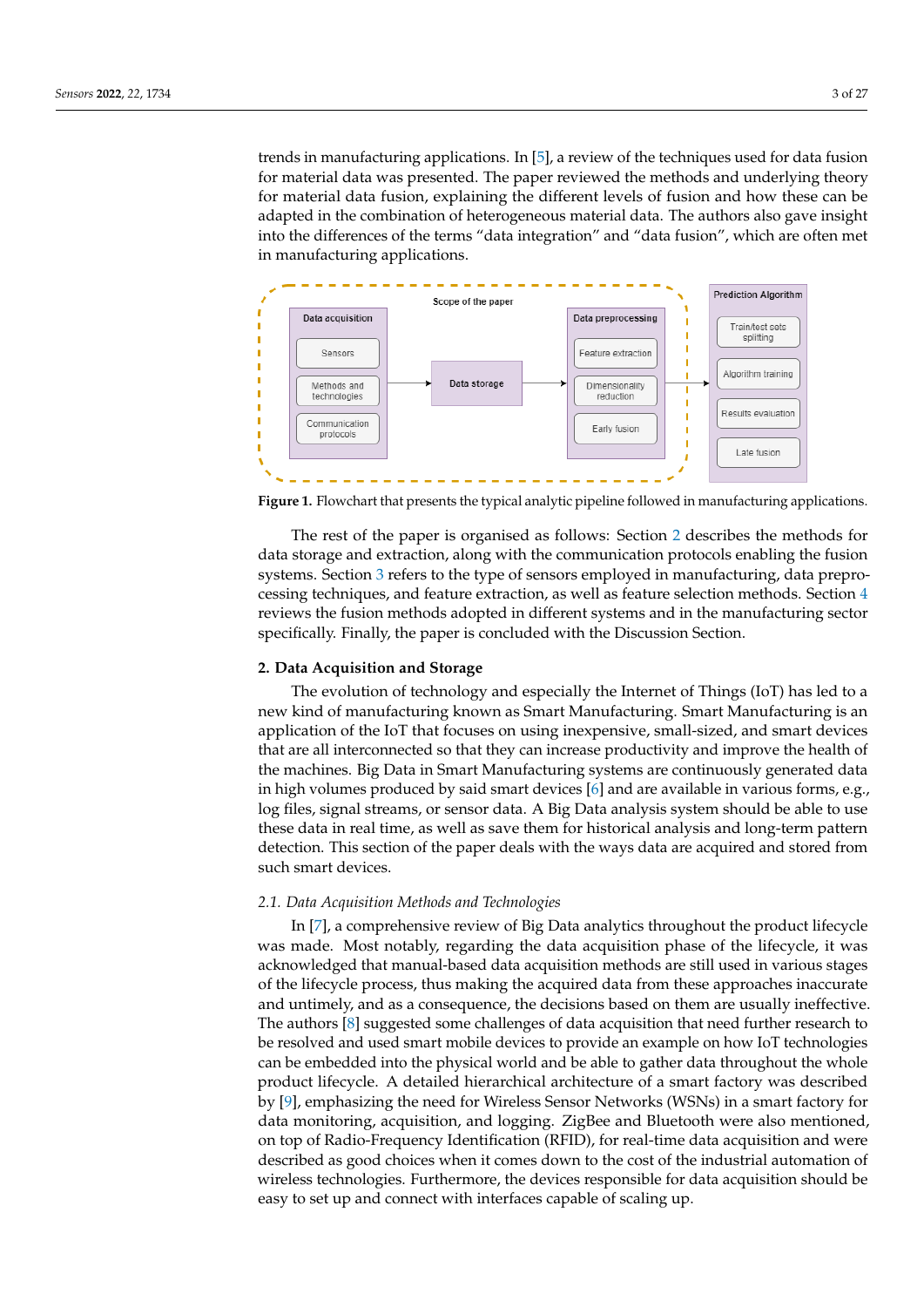trends in manufacturing applications. In [5], a review of the techniques used for data fusion for material data was presented. The paper reviewed the methods and underlying theory for material data fusion, explaining the different levels of fusion and how these can be adapted in the combination of heterogeneous material data. The authors also gave insight into the differences of the terms “data integration” and “data fusion”, which are often met in manufacturing applications.

**Figure 1.** Flowchart that presents the typical analytic pipeline followed in manufacturing applications.

The rest of the paper is organised as follows: Section 2 describes the methods for data storage and extraction, along with the communication protocols enabling the fusion systems. Section 3 refers to the type of sensors employed in manufacturing, data preprocessing techniques, and feature extraction, as well as feature selection methods. Section 4 reviews the fusion methods adopted in different systems and in the manufacturing sector specifically. Finally, the paper is concluded with the Discussion Section.

## 2. Data Acquisition and Storage

The evolution of technology and especially the Internet of Things (IoT) has led to a new kind of manufacturing known as Smart Manufacturing. Smart Manufacturing is an application of the IoT that focuses on using inexpensive, small-sized, and smart devices that are all interconnected so that they can increase productivity and improve the health of the machines. Big Data in Smart Manufacturing systems are continuously generated data in high volumes produced by said smart devices [6] and are available in various forms, e.g., log files, signal streams, or sensor data. A Big Data analysis system should be able to use these data in real time, as well as save them for historical analysis and long-term pattern detection. This section of the paper deals with the ways data are acquired and stored from such smart devices.

### *2.1. Data Acquisition Methods and Technologies*

In [7], a comprehensive review of Big Data analytics throughout the product lifecycle was made. Most notably, regarding the data acquisition phase of the lifecycle, it was acknowledged that manual-based data acquisition methods are still used in various stages of the lifecycle process, thus making the acquired data from these approaches inaccurate and untimely, and as a consequence, the decisions based on them are usually ineffective. The authors [8] suggested some challenges of data acquisition that need further research to be resolved and used smart mobile devices to provide an example on how IoT technologies can be embedded into the physical world and be able to gather data throughout the whole product lifecycle. A detailed hierarchical architecture of a smart factory was described by [9], emphasizing the need for Wireless Sensor Networks (WSNs) in a smart factory for data monitoring, acquisition, and logging. ZigBee and Bluetooth were also mentioned, on top of Radio-Frequency Identification (RFID), for real-time data acquisition and were described as good choices when it comes down to the cost of the industrial automation of wireless technologies. Furthermore, the devices responsible for data acquisition should be easy to set up and connect with interfaces capable of scaling up.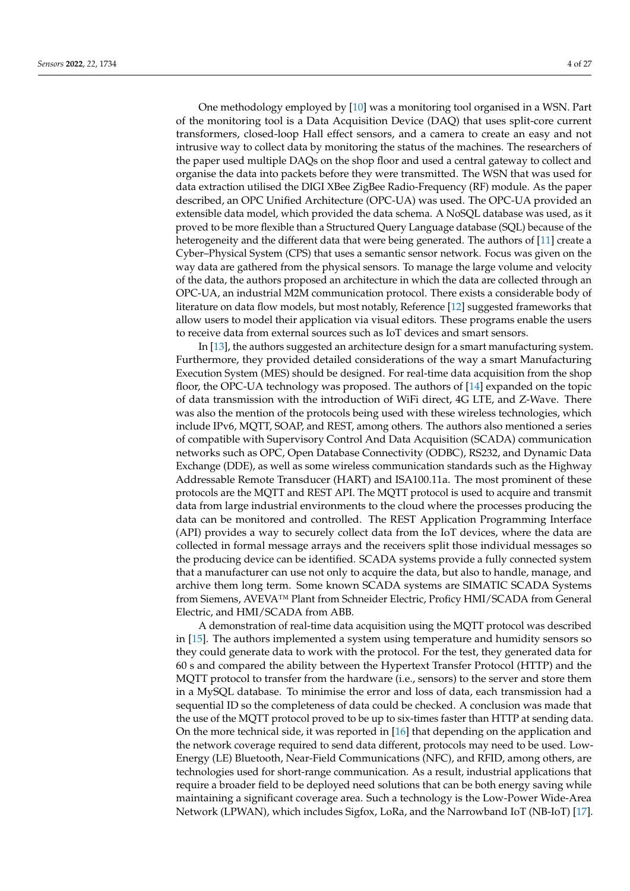One methodology employed by [10] was a monitoring tool organised in a WSN. Part of the monitoring tool is a Data Acquisition Device (DAQ) that uses split-core current transformers, closed-loop Hall effect sensors, and a camera to create an easy and not intrusive way to collect data by monitoring the status of the machines. The researchers of the paper used multiple DAQs on the shop floor and used a central gateway to collect and organise the data into packets before they were transmitted. The WSN that was used for data extraction utilised the DIGI XBee ZigBee Radio-Frequency (RF) module. As the paper described, an OPC Unified Architecture (OPC-UA) was used. The OPC-UA provided an extensible data model, which provided the data schema. A NoSQL database was used, as it proved to be more flexible than a Structured Query Language database (SQL) because of the heterogeneity and the different data that were being generated. The authors of [11] create a Cyber–Physical System (CPS) that uses a semantic sensor network. Focus was given on the way data are gathered from the physical sensors. To manage the large volume and velocity of the data, the authors proposed an architecture in which the data are collected through an OPC-UA, an industrial M2M communication protocol. There exists a considerable body of literature on data flow models, but most notably, Reference [12] suggested frameworks that allow users to model their application via visual editors. These programs enable the users to receive data from external sources such as IoT devices and smart sensors.

In [13], the authors suggested an architecture design for a smart manufacturing system. Furthermore, they provided detailed considerations of the way a smart Manufacturing Execution System (MES) should be designed. For real-time data acquisition from the shop floor, the OPC-UA technology was proposed. The authors of [14] expanded on the topic of data transmission with the introduction of WiFi direct, 4G LTE, and Z-Wave. There was also the mention of the protocols being used with these wireless technologies, which include IPv6, MQTT, SOAP, and REST, among others. The authors also mentioned a series of compatible with Supervisory Control And Data Acquisition (SCADA) communication networks such as OPC, Open Database Connectivity (ODBC), RS232, and Dynamic Data Exchange (DDE), as well as some wireless communication standards such as the Highway Addressable Remote Transducer (HART) and ISA100.11a. The most prominent of these protocols are the MQTT and REST API. The MQTT protocol is used to acquire and transmit data from large industrial environments to the cloud where the processes producing the data can be monitored and controlled. The REST Application Programming Interface (API) provides a way to securely collect data from the IoT devices, where the data are collected in formal message arrays and the receivers split those individual messages so the producing device can be identified. SCADA systems provide a fully connected system that a manufacturer can use not only to acquire the data, but also to handle, manage, and archive them long term. Some known SCADA systems are SIMATIC SCADA Systems from Siemens, AVEVA™ Plant from Schneider Electric, Proficy HMI/SCADA from General Electric, and HMI/SCADA from ABB.

A demonstration of real-time data acquisition using the MQTT protocol was described in [15]. The authors implemented a system using temperature and humidity sensors so they could generate data to work with the protocol. For the test, they generated data for 60 s and compared the ability between the Hypertext Transfer Protocol (HTTP) and the MQTT protocol to transfer from the hardware (i.e., sensors) to the server and store them in a MySQL database. To minimise the error and loss of data, each transmission had a sequential ID so the completeness of data could be checked. A conclusion was made that the use of the MQTT protocol proved to be up to six-times faster than HTTP at sending data. On the more technical side, it was reported in [16] that depending on the application and the network coverage required to send data different, protocols may need to be used. Low-Energy (LE) Bluetooth, Near-Field Communications (NFC), and RFID, among others, are technologies used for short-range communication. As a result, industrial applications that require a broader field to be deployed need solutions that can be both energy saving while maintaining a significant coverage area. Such a technology is the Low-Power Wide-Area Network (LPWAN), which includes Sigfox, LoRa, and the Narrowband IoT (NB-IoT) [17].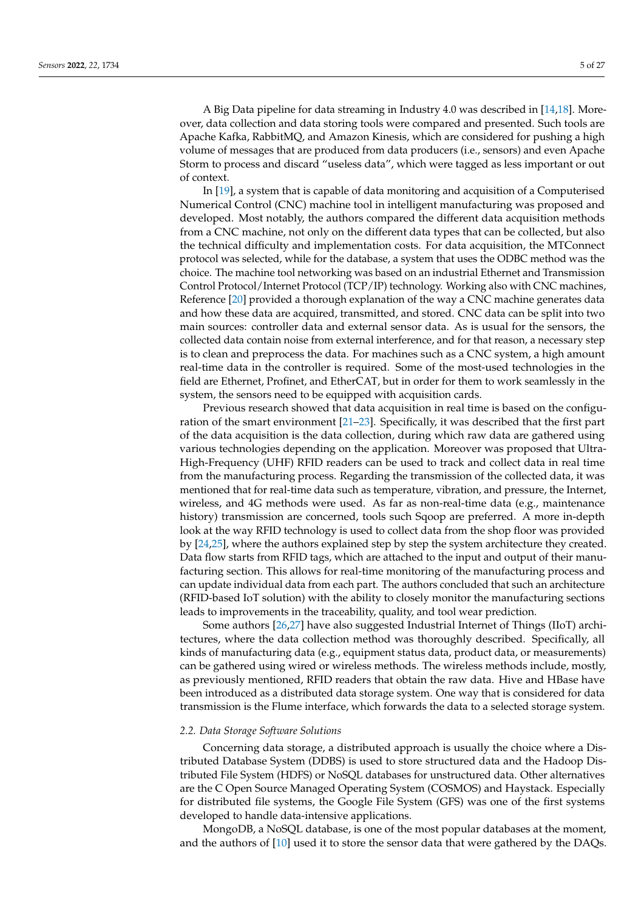A Big Data pipeline for data streaming in Industry 4.0 was described in [14,18]. Moreover, data collection and data storing tools were compared and presented. Such tools are Apache Kafka, RabbitMQ, and Amazon Kinesis, which are considered for pushing a high volume of messages that are produced from data producers (i.e., sensors) and even Apache Storm to process and discard "useless data", which were tagged as less important or out of context.

In [19], a system that is capable of data monitoring and acquisition of a Computerised Numerical Control (CNC) machine tool in intelligent manufacturing was proposed and developed. Most notably, the authors compared the different data acquisition methods from a CNC machine, not only on the different data types that can be collected, but also the technical difficulty and implementation costs. For data acquisition, the MTConnect protocol was selected, while for the database, a system that uses the ODBC method was the choice. The machine tool networking was based on an industrial Ethernet and Transmission Control Protocol/Internet Protocol (TCP/IP) technology. Working also with CNC machines, Reference [20] provided a thorough explanation of the way a CNC machine generates data and how these data are acquired, transmitted, and stored. CNC data can be split into two main sources: controller data and external sensor data. As is usual for the sensors, the collected data contain noise from external interference, and for that reason, a necessary step is to clean and preprocess the data. For machines such as a CNC system, a high amount real-time data in the controller is required. Some of the most-used technologies in the field are Ethernet, Profinet, and EtherCAT, but in order for them to work seamlessly in the system, the sensors need to be equipped with acquisition cards.

Previous research showed that data acquisition in real time is based on the configuration of the smart environment [21–23]. Specifically, it was described that the first part of the data acquisition is the data collection, during which raw data are gathered using various technologies depending on the application. Moreover was proposed that Ultra-High-Frequency (UHF) RFID readers can be used to track and collect data in real time from the manufacturing process. Regarding the transmission of the collected data, it was mentioned that for real-time data such as temperature, vibration, and pressure, the Internet, wireless, and 4G methods were used. As far as non-real-time data (e.g., maintenance history) transmission are concerned, tools such Sqoop are preferred. A more in-depth look at the way RFID technology is used to collect data from the shop floor was provided by [24,25], where the authors explained step by step the system architecture they created. Data flow starts from RFID tags, which are attached to the input and output of their manufacturing section. This allows for real-time monitoring of the manufacturing process and can update individual data from each part. The authors concluded that such an architecture (RFID-based IoT solution) with the ability to closely monitor the manufacturing sections leads to improvements in the traceability, quality, and tool wear prediction.

Some authors [26,27] have also suggested Industrial Internet of Things (IIoT) architectures, where the data collection method was thoroughly described. Specifically, all kinds of manufacturing data (e.g., equipment status data, product data, or measurements) can be gathered using wired or wireless methods. The wireless methods include, mostly, as previously mentioned, RFID readers that obtain the raw data. Hive and HBase have been introduced as a distributed data storage system. One way that is considered for data transmission is the Flume interface, which forwards the data to a selected storage system.

### 2.2. Data Storage Software Solutions

Concerning data storage, a distributed approach is usually the choice where a Distributed Database System (DDBS) is used to store structured data and the Hadoop Distributed File System (HDFS) or NoSQL databases for unstructured data. Other alternatives are the C Open Source Managed Operating System (COSMOS) and Haystack. Especially for distributed file systems, the Google File System (GFS) was one of the first systems developed to handle data-intensive applications.

MongoDB, a NoSQL database, is one of the most popular databases at the moment, and the authors of [10] used it to store the sensor data that were gathered by the DAQs.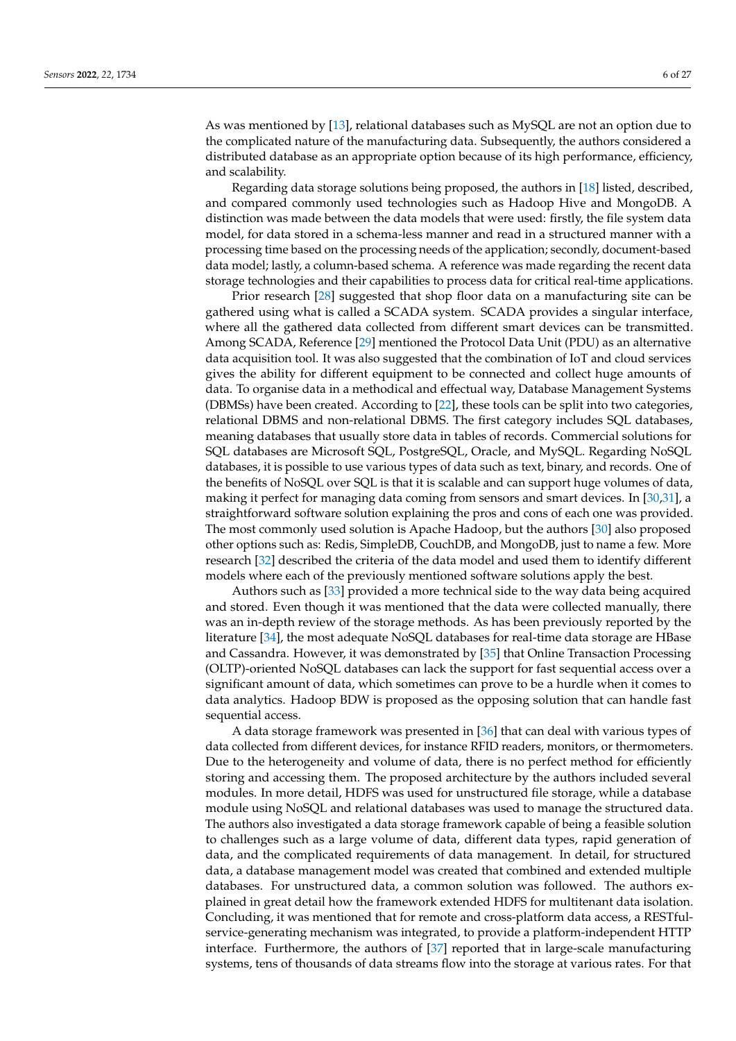As was mentioned by [13], relational databases such as MySQL are not an option due to the complicated nature of the manufacturing data. Subsequently, the authors considered a distributed database as an appropriate option because of its high performance, efficiency, and scalability.

Regarding data storage solutions being proposed, the authors in [18] listed, described, and compared commonly used technologies such as Hadoop Hive and MongoDB. A distinction was made between the data models that were used: firstly, the file system data model, for data stored in a schema-less manner and read in a structured manner with a processing time based on the processing needs of the application; secondly, document-based data model; lastly, a column-based schema. A reference was made regarding the recent data storage technologies and their capabilities to process data for critical real-time applications.

Prior research [28] suggested that shop floor data on a manufacturing site can be gathered using what is called a SCADA system. SCADA provides a singular interface, where all the gathered data collected from different smart devices can be transmitted. Among SCADA, Reference [29] mentioned the Protocol Data Unit (PDU) as an alternative data acquisition tool. It was also suggested that the combination of IoT and cloud services gives the ability for different equipment to be connected and collect huge amounts of data. To organise data in a methodical and effectual way, Database Management Systems (DBMSs) have been created. According to [22], these tools can be split into two categories, relational DBMS and non-relational DBMS. The first category includes SQL databases, meaning databases that usually store data in tables of records. Commercial solutions for SQL databases are Microsoft SQL, PostgreSQL, Oracle, and MySQL. Regarding NoSQL databases, it is possible to use various types of data such as text, binary, and records. One of the benefits of NoSQL over SQL is that it is scalable and can support huge volumes of data, making it perfect for managing data coming from sensors and smart devices. In [30,31], a straightforward software solution explaining the pros and cons of each one was provided. The most commonly used solution is Apache Hadoop, but the authors [30] also proposed other options such as: Redis, SimpleDB, CouchDB, and MongoDB, just to name a few. More research [32] described the criteria of the data model and used them to identify different models where each of the previously mentioned software solutions apply the best.

Authors such as [33] provided a more technical side to the way data being acquired and stored. Even though it was mentioned that the data were collected manually, there was an in-depth review of the storage methods. As has been previously reported by the literature [34], the most adequate NoSQL databases for real-time data storage are HBase and Cassandra. However, it was demonstrated by [35] that Online Transaction Processing (OLTP)-oriented NoSQL databases can lack the support for fast sequential access over a significant amount of data, which sometimes can prove to be a hurdle when it comes to data analytics. Hadoop BDW is proposed as the opposing solution that can handle fast sequential access.

A data storage framework was presented in [36] that can deal with various types of data collected from different devices, for instance RFID readers, monitors, or thermometers. Due to the heterogeneity and volume of data, there is no perfect method for efficiently storing and accessing them. The proposed architecture by the authors included several modules. In more detail, HDFS was used for unstructured file storage, while a database module using NoSQL and relational databases was used to manage the structured data. The authors also investigated a data storage framework capable of being a feasible solution to challenges such as a large volume of data, different data types, rapid generation of data, and the complicated requirements of data management. In detail, for structured data, a database management model was created that combined and extended multiple databases. For unstructured data, a common solution was followed. The authors explained in great detail how the framework extended HDFS for multitenant data isolation. Concluding, it was mentioned that for remote and cross-platform data access, a RESTful-service-generating mechanism was integrated, to provide a platform-independent HTTP interface. Furthermore, the authors of [37] reported that in large-scale manufacturing systems, tens of thousands of data streams flow into the storage at various rates. For that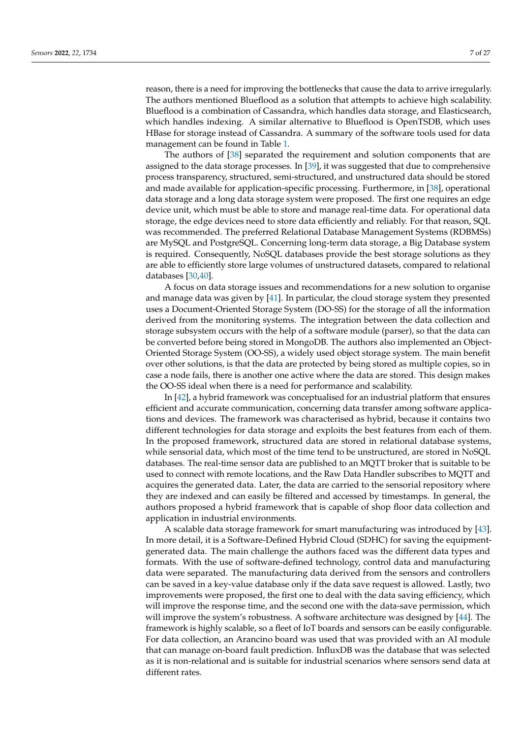reason, there is a need for improving the bottlenecks that cause the data to arrive irregularly. The authors mentioned Blueflood as a solution that attempts to achieve high scalability. Blueflood is a combination of Cassandra, which handles data storage, and Elasticsearch, which handles indexing. A similar alternative to Blueflood is OpenTSDB, which uses HBase for storage instead of Cassandra. A summary of the software tools used for data management can be found in Table 1.

The authors of [38] separated the requirement and solution components that are assigned to the data storage processes. In [39], it was suggested that due to comprehensive process transparency, structured, semi-structured, and unstructured data should be stored and made available for application-specific processing. Furthermore, in [38], operational data storage and a long data storage system were proposed. The first one requires an edge device unit, which must be able to store and manage real-time data. For operational data storage, the edge devices need to store data efficiently and reliably. For that reason, SQL was recommended. The preferred Relational Database Management Systems (RDBMSs) are MySQL and PostgreSQL. Concerning long-term data storage, a Big Database system is required. Consequently, NoSQL databases provide the best storage solutions as they are able to efficiently store large volumes of unstructured datasets, compared to relational databases [30,40].

A focus on data storage issues and recommendations for a new solution to organise and manage data was given by [41]. In particular, the cloud storage system they presented uses a Document-Oriented Storage System (DO-SS) for the storage of all the information derived from the monitoring systems. The integration between the data collection and storage subsystem occurs with the help of a software module (parser), so that the data can be converted before being stored in MongoDB. The authors also implemented an Object-Oriented Storage System (OO-SS), a widely used object storage system. The main benefit over other solutions, is that the data are protected by being stored as multiple copies, so in case a node fails, there is another one active where the data are stored. This design makes the OO-SS ideal when there is a need for performance and scalability.

In [42], a hybrid framework was conceptualised for an industrial platform that ensures efficient and accurate communication, concerning data transfer among software applications and devices. The framework was characterised as hybrid, because it contains two different technologies for data storage and exploits the best features from each of them. In the proposed framework, structured data are stored in relational database systems, while sensorial data, which most of the time tend to be unstructured, are stored in NoSQL databases. The real-time sensor data are published to an MQTT broker that is suitable to be used to connect with remote locations, and the Raw Data Handler subscribes to MQTT and acquires the generated data. Later, the data are carried to the sensorial repository where they are indexed and can easily be filtered and accessed by timestamps. In general, the authors proposed a hybrid framework that is capable of shop floor data collection and application in industrial environments.

A scalable data storage framework for smart manufacturing was introduced by [43]. In more detail, it is a Software-Defined Hybrid Cloud (SDHC) for saving the equipment-generated data. The main challenge the authors faced was the different data types and formats. With the use of software-defined technology, control data and manufacturing data were separated. The manufacturing data derived from the sensors and controllers can be saved in a key-value database only if the data save request is allowed. Lastly, two improvements were proposed, the first one to deal with the data saving efficiency, which will improve the response time, and the second one with the data-save permission, which will improve the system's robustness. A software architecture was designed by [44]. The framework is highly scalable, so a fleet of IoT boards and sensors can be easily configurable. For data collection, an Arancino board was used that was provided with an AI module that can manage on-board fault prediction. InfluxDB was the database that was selected as it is non-relational and is suitable for industrial scenarios where sensors send data at different rates.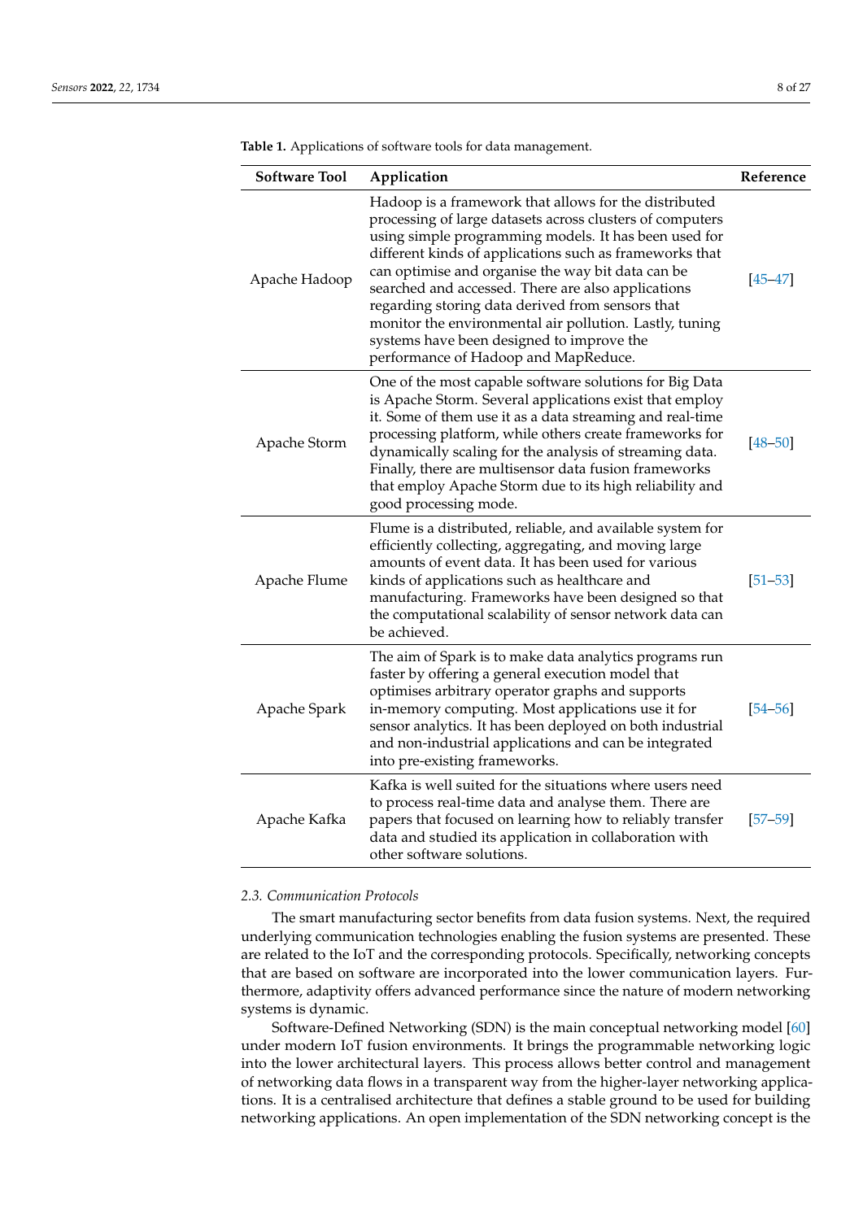**Table 1.** Applications of software tools for data management.

| Software Tool | Application | Reference |
| --- | --- | --- |
| Apache Hadoop | Hadoop is a framework that allows for the distributed processing of large datasets across clusters of computers using simple programming models. It has been used for different kinds of applications such as frameworks that can optimise and organise the way bit data can be searched and accessed. There are also applications regarding storing data derived from sensors that monitor the environmental air pollution. Lastly, tuning systems have been designed to improve the performance of Hadoop and MapReduce. | [45–47] |
| Apache Storm | One of the most capable software solutions for Big Data is Apache Storm. Several applications exist that employ it. Some of them use it as a data streaming and real-time processing platform, while others create frameworks for dynamically scaling for the analysis of streaming data. Finally, there are multisensor data fusion frameworks that employ Apache Storm due to its high reliability and good processing mode. | [48–50] |
| Apache Flume | Flume is a distributed, reliable, and available system for efficiently collecting, aggregating, and moving large amounts of event data. It has been used for various kinds of applications such as healthcare and manufacturing. Frameworks have been designed so that the computational scalability of sensor network data can be achieved. | [51–53] |
| Apache Spark | The aim of Spark is to make data analytics programs run faster by offering a general execution model that optimises arbitrary operator graphs and supports in-memory computing. Most applications use it for sensor analytics. It has been deployed on both industrial and non-industrial applications and can be integrated into pre-existing frameworks. | [54–56] |
| Apache Kafka | Kafka is well suited for the situations where users need to process real-time data and analyse them. There are papers that focused on learning how to reliably transfer data and studied its application in collaboration with other software solutions. | [57–59] |

### *2.3. Communication Protocols*

The smart manufacturing sector benefits from data fusion systems. Next, the required underlying communication technologies enabling the fusion systems are presented. These are related to the IoT and the corresponding protocols. Specifically, networking concepts that are based on software are incorporated into the lower communication layers. Furthermore, adaptivity offers advanced performance since the nature of modern networking systems is dynamic.

Software-Defined Networking (SDN) is the main conceptual networking model [60] under modern IoT fusion environments. It brings the programmable networking logic into the lower architectural layers. This process allows better control and management of networking data flows in a transparent way from the higher-layer networking applications. It is a centralised architecture that defines a stable ground to be used for building networking applications. An open implementation of the SDN networking concept is the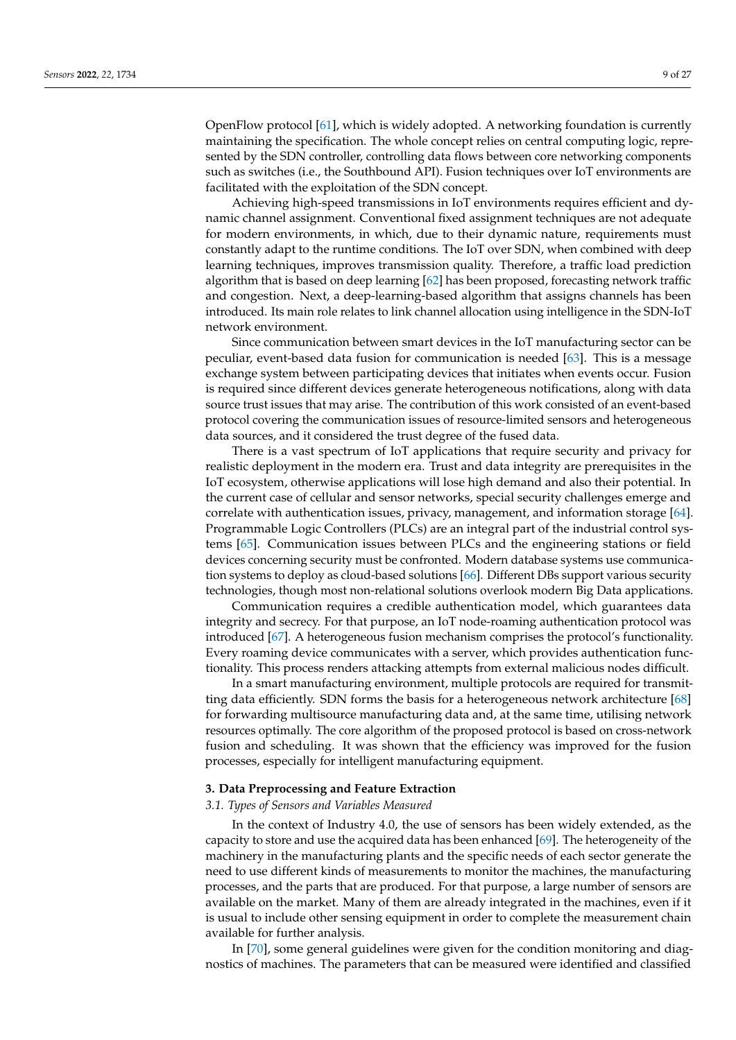OpenFlow protocol [61], which is widely adopted. A networking foundation is currently maintaining the specification. The whole concept relies on central computing logic, represented by the SDN controller, controlling data flows between core networking components such as switches (i.e., the Southbound API). Fusion techniques over IoT environments are facilitated with the exploitation of the SDN concept.

Achieving high-speed transmissions in IoT environments requires efficient and dynamic channel assignment. Conventional fixed assignment techniques are not adequate for modern environments, in which, due to their dynamic nature, requirements must constantly adapt to the runtime conditions. The IoT over SDN, when combined with deep learning techniques, improves transmission quality. Therefore, a traffic load prediction algorithm that is based on deep learning [62] has been proposed, forecasting network traffic and congestion. Next, a deep-learning-based algorithm that assigns channels has been introduced. Its main role relates to link channel allocation using intelligence in the SDN-IoT network environment.

Since communication between smart devices in the IoT manufacturing sector can be peculiar, event-based data fusion for communication is needed [63]. This is a message exchange system between participating devices that initiates when events occur. Fusion is required since different devices generate heterogeneous notifications, along with data source trust issues that may arise. The contribution of this work consisted of an event-based protocol covering the communication issues of resource-limited sensors and heterogeneous data sources, and it considered the trust degree of the fused data.

There is a vast spectrum of IoT applications that require security and privacy for realistic deployment in the modern era. Trust and data integrity are prerequisites in the IoT ecosystem, otherwise applications will lose high demand and also their potential. In the current case of cellular and sensor networks, special security challenges emerge and correlate with authentication issues, privacy, management, and information storage [64]. Programmable Logic Controllers (PLCs) are an integral part of the industrial control systems [65]. Communication issues between PLCs and the engineering stations or field devices concerning security must be confronted. Modern database systems use communication systems to deploy as cloud-based solutions [66]. Different DBs support various security technologies, though most non-relational solutions overlook modern Big Data applications.

Communication requires a credible authentication model, which guarantees data integrity and secrecy. For that purpose, an IoT node-roaming authentication protocol was introduced [67]. A heterogeneous fusion mechanism comprises the protocol's functionality. Every roaming device communicates with a server, which provides authentication functionality. This process renders attacking attempts from external malicious nodes difficult.

In a smart manufacturing environment, multiple protocols are required for transmitting data efficiently. SDN forms the basis for a heterogeneous network architecture [68] for forwarding multisource manufacturing data and, at the same time, utilising network resources optimally. The core algorithm of the proposed protocol is based on cross-network fusion and scheduling. It was shown that the efficiency was improved for the fusion processes, especially for intelligent manufacturing equipment.

## 3. Data Preprocessing and Feature Extraction

### *3.1. Types of Sensors and Variables Measured*

In the context of Industry 4.0, the use of sensors has been widely extended, as the capacity to store and use the acquired data has been enhanced [69]. The heterogeneity of the machinery in the manufacturing plants and the specific needs of each sector generate the need to use different kinds of measurements to monitor the machines, the manufacturing processes, and the parts that are produced. For that purpose, a large number of sensors are available on the market. Many of them are already integrated in the machines, even if it is usual to include other sensing equipment in order to complete the measurement chain available for further analysis.

In [70], some general guidelines were given for the condition monitoring and diagnostics of machines. The parameters that can be measured were identified and classified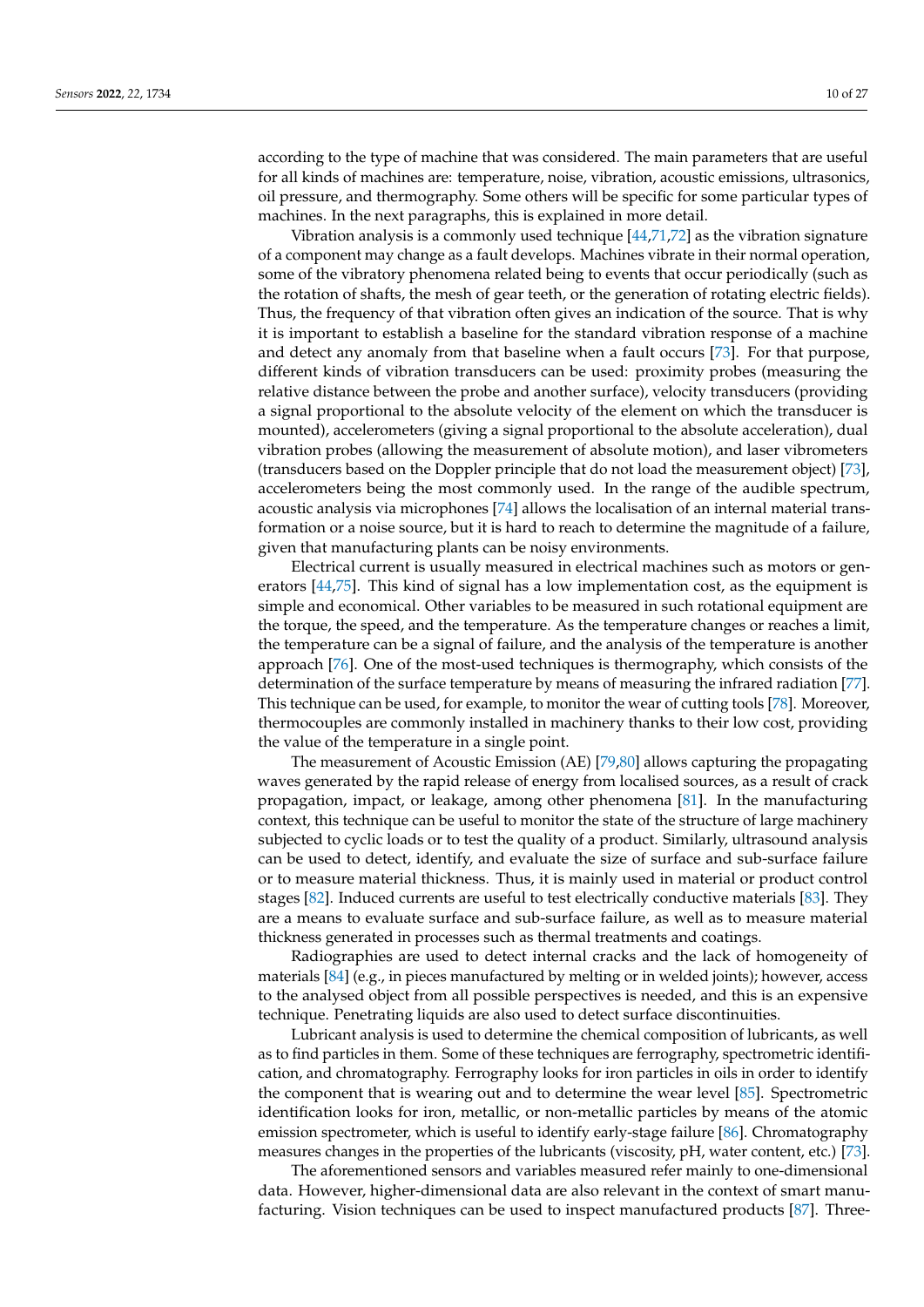according to the type of machine that was considered. The main parameters that are useful for all kinds of machines are: temperature, noise, vibration, acoustic emissions, ultrasonics, oil pressure, and thermography. Some others will be specific for some particular types of machines. In the next paragraphs, this is explained in more detail.

Vibration analysis is a commonly used technique [44,71,72] as the vibration signature of a component may change as a fault develops. Machines vibrate in their normal operation, some of the vibratory phenomena related being to events that occur periodically (such as the rotation of shafts, the mesh of gear teeth, or the generation of rotating electric fields). Thus, the frequency of that vibration often gives an indication of the source. That is why it is important to establish a baseline for the standard vibration response of a machine and detect any anomaly from that baseline when a fault occurs [73]. For that purpose, different kinds of vibration transducers can be used: proximity probes (measuring the relative distance between the probe and another surface), velocity transducers (providing a signal proportional to the absolute velocity of the element on which the transducer is mounted), accelerometers (giving a signal proportional to the absolute acceleration), dual vibration probes (allowing the measurement of absolute motion), and laser vibrometers (transducers based on the Doppler principle that do not load the measurement object) [73], accelerometers being the most commonly used. In the range of the audible spectrum, acoustic analysis via microphones [74] allows the localisation of an internal material transformation or a noise source, but it is hard to reach to determine the magnitude of a failure, given that manufacturing plants can be noisy environments.

Electrical current is usually measured in electrical machines such as motors or generators [44,75]. This kind of signal has a low implementation cost, as the equipment is simple and economical. Other variables to be measured in such rotational equipment are the torque, the speed, and the temperature. As the temperature changes or reaches a limit, the temperature can be a signal of failure, and the analysis of the temperature is another approach [76]. One of the most-used techniques is thermography, which consists of the determination of the surface temperature by means of measuring the infrared radiation [77]. This technique can be used, for example, to monitor the wear of cutting tools [78]. Moreover, thermocouples are commonly installed in machinery thanks to their low cost, providing the value of the temperature in a single point.

The measurement of Acoustic Emission (AE) [79,80] allows capturing the propagating waves generated by the rapid release of energy from localised sources, as a result of crack propagation, impact, or leakage, among other phenomena [81]. In the manufacturing context, this technique can be useful to monitor the state of the structure of large machinery subjected to cyclic loads or to test the quality of a product. Similarly, ultrasound analysis can be used to detect, identify, and evaluate the size of surface and sub-surface failure or to measure material thickness. Thus, it is mainly used in material or product control stages [82]. Induced currents are useful to test electrically conductive materials [83]. They are a means to evaluate surface and sub-surface failure, as well as to measure material thickness generated in processes such as thermal treatments and coatings.

Radiographies are used to detect internal cracks and the lack of homogeneity of materials [84] (e.g., in pieces manufactured by melting or in welded joints); however, access to the analysed object from all possible perspectives is needed, and this is an expensive technique. Penetrating liquids are also used to detect surface discontinuities.

Lubricant analysis is used to determine the chemical composition of lubricants, as well as to find particles in them. Some of these techniques are ferrography, spectrometric identification, and chromatography. Ferrography looks for iron particles in oils in order to identify the component that is wearing out and to determine the wear level [85]. Spectrometric identification looks for iron, metallic, or non-metallic particles by means of the atomic emission spectrometer, which is useful to identify early-stage failure [86]. Chromatography measures changes in the properties of the lubricants (viscosity, pH, water content, etc.) [73].

The aforementioned sensors and variables measured refer mainly to one-dimensional data. However, higher-dimensional data are also relevant in the context of smart manufacturing. Vision techniques can be used to inspect manufactured products [87]. Three-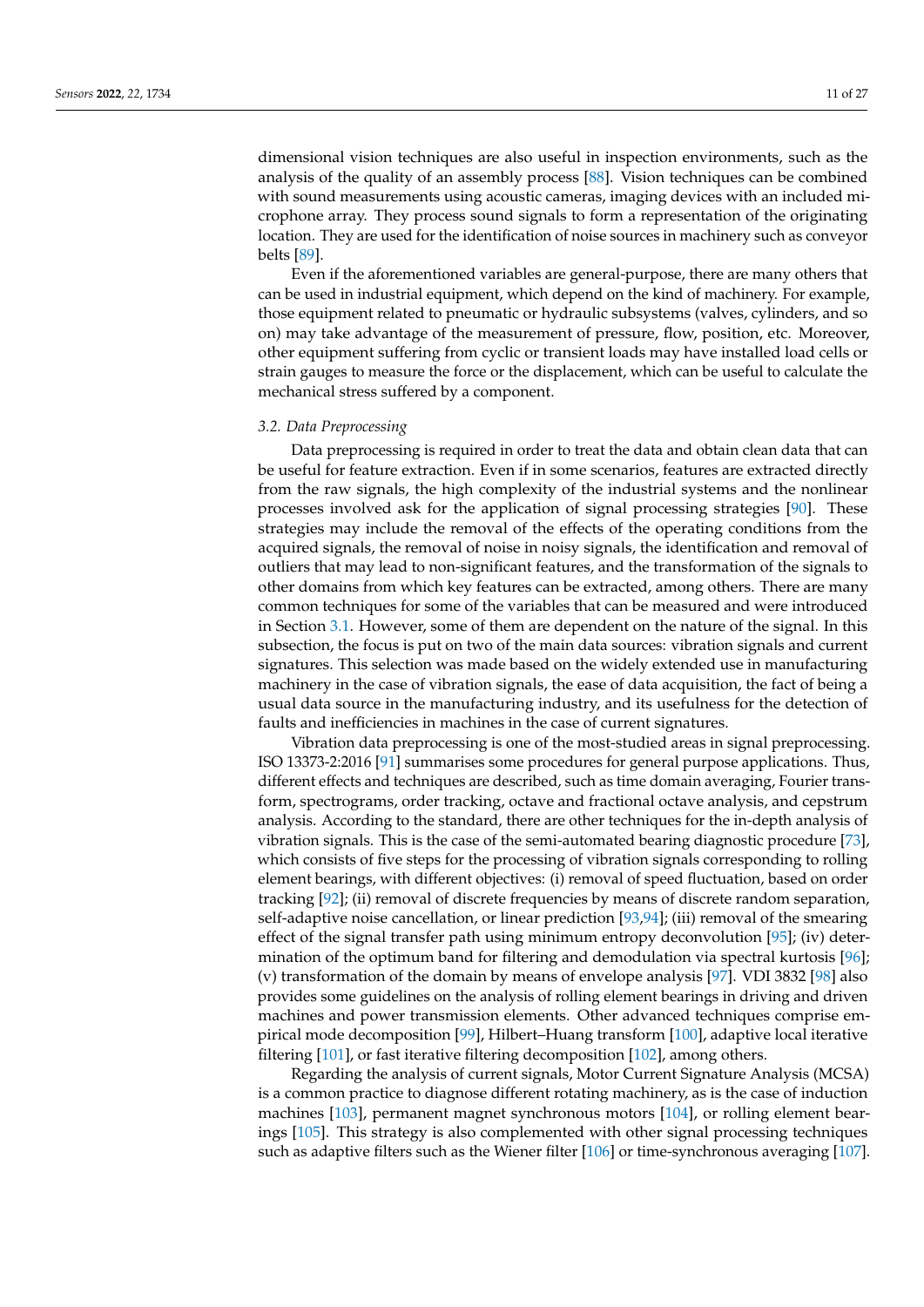dimensional vision techniques are also useful in inspection environments, such as the analysis of the quality of an assembly process [88]. Vision techniques can be combined with sound measurements using acoustic cameras, imaging devices with an included microphone array. They process sound signals to form a representation of the originating location. They are used for the identification of noise sources in machinery such as conveyor belts [89].

Even if the aforementioned variables are general-purpose, there are many others that can be used in industrial equipment, which depend on the kind of machinery. For example, those equipment related to pneumatic or hydraulic subsystems (valves, cylinders, and so on) may take advantage of the measurement of pressure, flow, position, etc. Moreover, other equipment suffering from cyclic or transient loads may have installed load cells or strain gauges to measure the force or the displacement, which can be useful to calculate the mechanical stress suffered by a component.

### 3.2. Data Preprocessing

Data preprocessing is required in order to treat the data and obtain clean data that can be useful for feature extraction. Even if in some scenarios, features are extracted directly from the raw signals, the high complexity of the industrial systems and the nonlinear processes involved ask for the application of signal processing strategies [90]. These strategies may include the removal of the effects of the operating conditions from the acquired signals, the removal of noise in noisy signals, the identification and removal of outliers that may lead to non-significant features, and the transformation of the signals to other domains from which key features can be extracted, among others. There are many common techniques for some of the variables that can be measured and were introduced in Section 3.1. However, some of them are dependent on the nature of the signal. In this subsection, the focus is put on two of the main data sources: vibration signals and current signatures. This selection was made based on the widely extended use in manufacturing machinery in the case of vibration signals, the ease of data acquisition, the fact of being a usual data source in the manufacturing industry, and its usefulness for the detection of faults and inefficiencies in machines in the case of current signatures.

Vibration data preprocessing is one of the most-studied areas in signal preprocessing. ISO 13373-2:2016 [91] summarises some procedures for general purpose applications. Thus, different effects and techniques are described, such as time domain averaging, Fourier transform, spectrograms, order tracking, octave and fractional octave analysis, and cepstrum analysis. According to the standard, there are other techniques for the in-depth analysis of vibration signals. This is the case of the semi-automated bearing diagnostic procedure [73], which consists of five steps for the processing of vibration signals corresponding to rolling element bearings, with different objectives: (i) removal of speed fluctuation, based on order tracking [92]; (ii) removal of discrete frequencies by means of discrete random separation, self-adaptive noise cancellation, or linear prediction [93,94]; (iii) removal of the smearing effect of the signal transfer path using minimum entropy deconvolution [95]; (iv) determination of the optimum band for filtering and demodulation via spectral kurtosis [96]; (v) transformation of the domain by means of envelope analysis [97]. VDI 3832 [98] also provides some guidelines on the analysis of rolling element bearings in driving and driven machines and power transmission elements. Other advanced techniques comprise empirical mode decomposition [99], Hilbert–Huang transform [100], adaptive local iterative filtering [101], or fast iterative filtering decomposition [102], among others.

Regarding the analysis of current signals, Motor Current Signature Analysis (MCSA) is a common practice to diagnose different rotating machinery, as is the case of induction machines [103], permanent magnet synchronous motors [104], or rolling element bearings [105]. This strategy is also complemented with other signal processing techniques such as adaptive filters such as the Wiener filter [106] or time-synchronous averaging [107].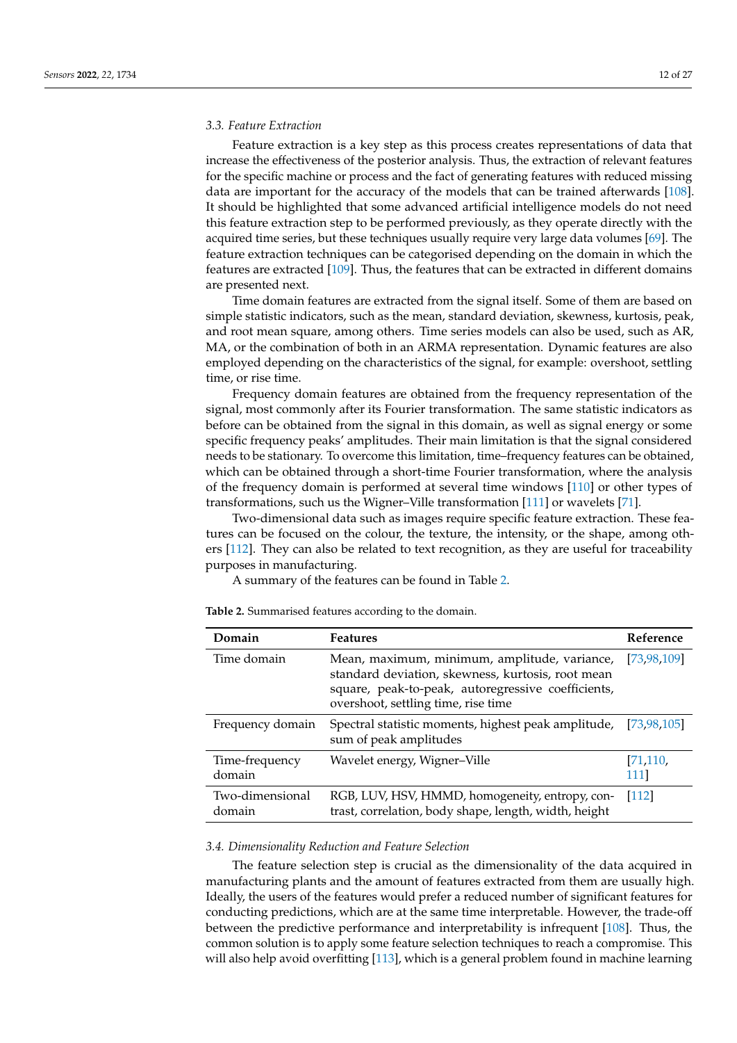### 3.3. Feature Extraction

Feature extraction is a key step as this process creates representations of data that increase the effectiveness of the posterior analysis. Thus, the extraction of relevant features for the specific machine or process and the fact of generating features with reduced missing data are important for the accuracy of the models that can be trained afterwards [108]. It should be highlighted that some advanced artificial intelligence models do not need this feature extraction step to be performed previously, as they operate directly with the acquired time series, but these techniques usually require very large data volumes [69]. The feature extraction techniques can be categorised depending on the domain in which the features are extracted [109]. Thus, the features that can be extracted in different domains are presented next.

Time domain features are extracted from the signal itself. Some of them are based on simple statistic indicators, such as the mean, standard deviation, skewness, kurtosis, peak, and root mean square, among others. Time series models can also be used, such as AR, MA, or the combination of both in an ARMA representation. Dynamic features are also employed depending on the characteristics of the signal, for example: overshoot, settling time, or rise time.

Frequency domain features are obtained from the frequency representation of the signal, most commonly after its Fourier transformation. The same statistic indicators as before can be obtained from the signal in this domain, as well as signal energy or some specific frequency peaks' amplitudes. Their main limitation is that the signal considered needs to be stationary. To overcome this limitation, time–frequency features can be obtained, which can be obtained through a short-time Fourier transformation, where the analysis of the frequency domain is performed at several time windows [110] or other types of transformations, such us the Wigner–Ville transformation [111] or wavelets [71].

Two-dimensional data such as images require specific feature extraction. These features can be focused on the colour, the texture, the intensity, or the shape, among others [112]. They can also be related to text recognition, as they are useful for traceability purposes in manufacturing.

A summary of the features can be found in Table 2.

**Table 2.** Summarised features according to the domain.

| Domain | Features | Reference |
|---|---|---|
| Time domain | Mean, maximum, minimum, amplitude, variance, standard deviation, skewness, kurtosis, root mean square, peak-to-peak, autoregressive coefficients, overshoot, settling time, rise time | [73,98,109] |
| Frequency domain | Spectral statistic moments, highest peak amplitude, sum of peak amplitudes | [73,98,105] |
| Time-frequency domain | Wavelet energy, Wigner–Ville | [71,110,111] |
| Two-dimensional domain | RGB, LUV, HSV, HMMD, homogeneity, entropy, contrast, correlation, body shape, length, width, height | [112] |

### 3.4. Dimensionality Reduction and Feature Selection

The feature selection step is crucial as the dimensionality of the data acquired in manufacturing plants and the amount of features extracted from them are usually high. Ideally, the users of the features would prefer a reduced number of significant features for conducting predictions, which are at the same time interpretable. However, the trade-off between the predictive performance and interpretability is infrequent [108]. Thus, the common solution is to apply some feature selection techniques to reach a compromise. This will also help avoid overfitting [113], which is a general problem found in machine learning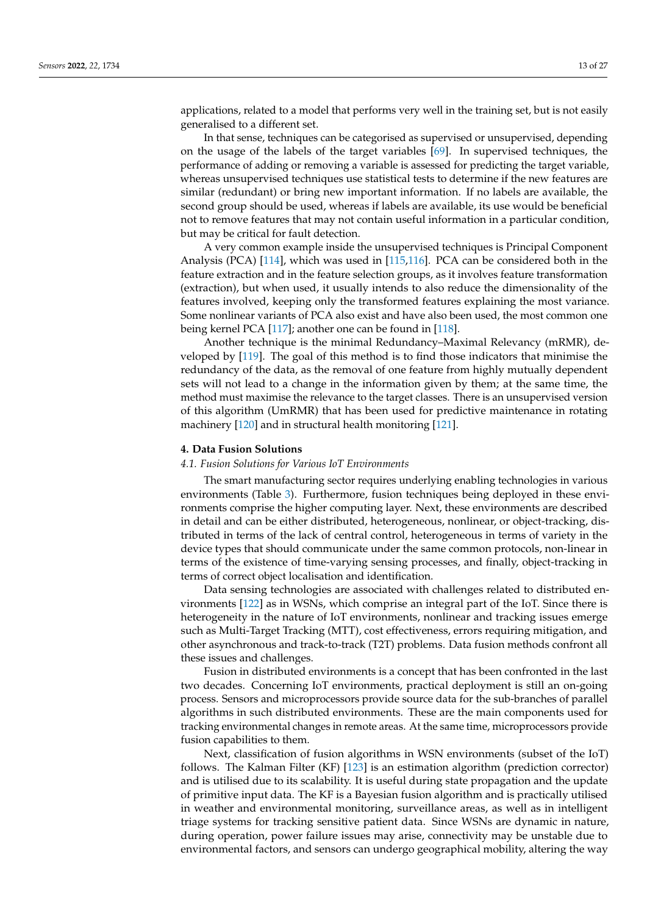applications, related to a model that performs very well in the training set, but is not easily generalised to a different set.

In that sense, techniques can be categorised as supervised or unsupervised, depending on the usage of the labels of the target variables [69]. In supervised techniques, the performance of adding or removing a variable is assessed for predicting the target variable, whereas unsupervised techniques use statistical tests to determine if the new features are similar (redundant) or bring new important information. If no labels are available, the second group should be used, whereas if labels are available, its use would be beneficial not to remove features that may not contain useful information in a particular condition, but may be critical for fault detection.

A very common example inside the unsupervised techniques is Principal Component Analysis (PCA) [114], which was used in [115,116]. PCA can be considered both in the feature extraction and in the feature selection groups, as it involves feature transformation (extraction), but when used, it usually intends to also reduce the dimensionality of the features involved, keeping only the transformed features explaining the most variance. Some nonlinear variants of PCA also exist and have also been used, the most common one being kernel PCA [117]; another one can be found in [118].

Another technique is the minimal Redundancy–Maximal Relevancy (mRMR), developed by [119]. The goal of this method is to find those indicators that minimise the redundancy of the data, as the removal of one feature from highly mutually dependent sets will not lead to a change in the information given by them; at the same time, the method must maximise the relevance to the target classes. There is an unsupervised version of this algorithm (UmRMR) that has been used for predictive maintenance in rotating machinery [120] and in structural health monitoring [121].

## 4. Data Fusion Solutions

### *4.1. Fusion Solutions for Various IoT Environments*

The smart manufacturing sector requires underlying enabling technologies in various environments (Table 3). Furthermore, fusion techniques being deployed in these environments comprise the higher computing layer. Next, these environments are described in detail and can be either distributed, heterogeneous, nonlinear, or object-tracking, distributed in terms of the lack of central control, heterogeneous in terms of variety in the device types that should communicate under the same common protocols, non-linear in terms of the existence of time-varying sensing processes, and finally, object-tracking in terms of correct object localisation and identification.

Data sensing technologies are associated with challenges related to distributed environments [122] as in WSNs, which comprise an integral part of the IoT. Since there is heterogeneity in the nature of IoT environments, nonlinear and tracking issues emerge such as Multi-Target Tracking (MTT), cost effectiveness, errors requiring mitigation, and other asynchronous and track-to-track (T2T) problems. Data fusion methods confront all these issues and challenges.

Fusion in distributed environments is a concept that has been confronted in the last two decades. Concerning IoT environments, practical deployment is still an on-going process. Sensors and microprocessors provide source data for the sub-branches of parallel algorithms in such distributed environments. These are the main components used for tracking environmental changes in remote areas. At the same time, microprocessors provide fusion capabilities to them.

Next, classification of fusion algorithms in WSN environments (subset of the IoT) follows. The Kalman Filter (KF) [123] is an estimation algorithm (prediction corrector) and is utilised due to its scalability. It is useful during state propagation and the update of primitive input data. The KF is a Bayesian fusion algorithm and is practically utilised in weather and environmental monitoring, surveillance areas, as well as in intelligent triage systems for tracking sensitive patient data. Since WSNs are dynamic in nature, during operation, power failure issues may arise, connectivity may be unstable due to environmental factors, and sensors can undergo geographical mobility, altering the way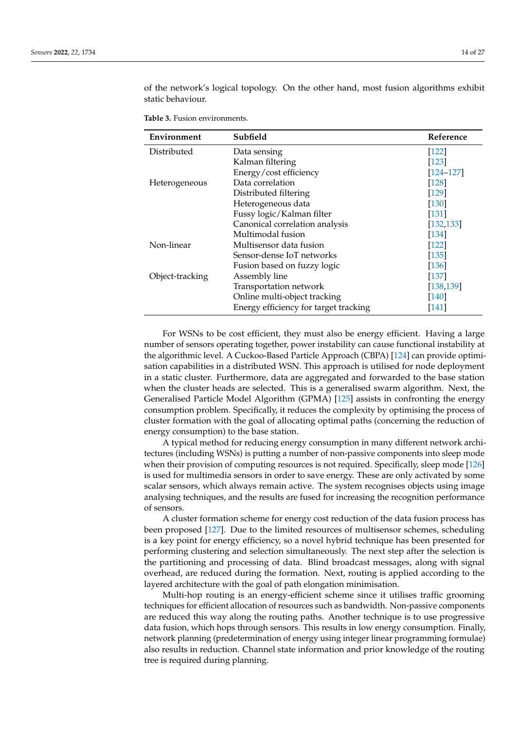of the network's logical topology. On the other hand, most fusion algorithms exhibit static behaviour.

**Table 3.** Fusion environments.

| Environment | Subfield | Reference |
|---|---|---|
| Distributed | Data sensing | [122] |
| | Kalman filtering | [123] |
| | Energy/cost efficiency | [124–127] |
| Heterogeneous | Data correlation | [128] |
| | Distributed filtering | [129] |
| | Heterogeneous data | [130] |
| | Fussy logic/Kalman filter | [131] |
| | Canonical correlation analysis | [132,133] |
| | Multimodal fusion | [134] |
| Non-linear | Multisensor data fusion | [122] |
| | Sensor-dense IoT networks | [135] |
| | Fusion based on fuzzy logic | [136] |
| Object-tracking | Assembly line | [137] |
| | Transportation network | [138,139] |
| | Online multi-object tracking | [140] |
| | Energy efficiency for target tracking | [141] |

For WSNs to be cost efficient, they must also be energy efficient. Having a large number of sensors operating together, power instability can cause functional instability at the algorithmic level. A Cuckoo-Based Particle Approach (CBPA) [124] can provide optimisation capabilities in a distributed WSN. This approach is utilised for node deployment in a static cluster. Furthermore, data are aggregated and forwarded to the base station when the cluster heads are selected. This is a generalised swarm algorithm. Next, the Generalised Particle Model Algorithm (GPMA) [125] assists in confronting the energy consumption problem. Specifically, it reduces the complexity by optimising the process of cluster formation with the goal of allocating optimal paths (concerning the reduction of energy consumption) to the base station.

A typical method for reducing energy consumption in many different network architectures (including WSNs) is putting a number of non-passive components into sleep mode when their provision of computing resources is not required. Specifically, sleep mode [126] is used for multimedia sensors in order to save energy. These are only activated by some scalar sensors, which always remain active. The system recognises objects using image analysing techniques, and the results are fused for increasing the recognition performance of sensors.

A cluster formation scheme for energy cost reduction of the data fusion process has been proposed [127]. Due to the limited resources of multisensor schemes, scheduling is a key point for energy efficiency, so a novel hybrid technique has been presented for performing clustering and selection simultaneously. The next step after the selection is the partitioning and processing of data. Blind broadcast messages, along with signal overhead, are reduced during the formation. Next, routing is applied according to the layered architecture with the goal of path elongation minimisation.

Multi-hop routing is an energy-efficient scheme since it utilises traffic grooming techniques for efficient allocation of resources such as bandwidth. Non-passive components are reduced this way along the routing paths. Another technique is to use progressive data fusion, which hops through sensors. This results in low energy consumption. Finally, network planning (predetermination of energy using integer linear programming formulae) also results in reduction. Channel state information and prior knowledge of the routing tree is required during planning.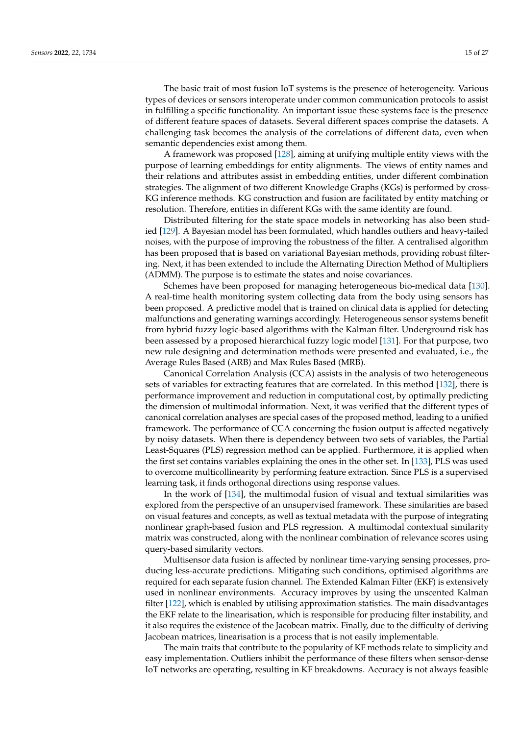The basic trait of most fusion IoT systems is the presence of heterogeneity. Various types of devices or sensors interoperate under common communication protocols to assist in fulfilling a specific functionality. An important issue these systems face is the presence of different feature spaces of datasets. Several different spaces comprise the datasets. A challenging task becomes the analysis of the correlations of different data, even when semantic dependencies exist among them.

A framework was proposed [128], aiming at unifying multiple entity views with the purpose of learning embeddings for entity alignments. The views of entity names and their relations and attributes assist in embedding entities, under different combination strategies. The alignment of two different Knowledge Graphs (KGs) is performed by cross-KG inference methods. KG construction and fusion are facilitated by entity matching or resolution. Therefore, entities in different KGs with the same identity are found.

Distributed filtering for the state space models in networking has also been studied [129]. A Bayesian model has been formulated, which handles outliers and heavy-tailed noises, with the purpose of improving the robustness of the filter. A centralised algorithm has been proposed that is based on variational Bayesian methods, providing robust filtering. Next, it has been extended to include the Alternating Direction Method of Multipliers (ADMM). The purpose is to estimate the states and noise covariances.

Schemes have been proposed for managing heterogeneous bio-medical data [130]. A real-time health monitoring system collecting data from the body using sensors has been proposed. A predictive model that is trained on clinical data is applied for detecting malfunctions and generating warnings accordingly. Heterogeneous sensor systems benefit from hybrid fuzzy logic-based algorithms with the Kalman filter. Underground risk has been assessed by a proposed hierarchical fuzzy logic model [131]. For that purpose, two new rule designing and determination methods were presented and evaluated, i.e., the Average Rules Based (ARB) and Max Rules Based (MRB).

Canonical Correlation Analysis (CCA) assists in the analysis of two heterogeneous sets of variables for extracting features that are correlated. In this method [132], there is performance improvement and reduction in computational cost, by optimally predicting the dimension of multimodal information. Next, it was verified that the different types of canonical correlation analyses are special cases of the proposed method, leading to a unified framework. The performance of CCA concerning the fusion output is affected negatively by noisy datasets. When there is dependency between two sets of variables, the Partial Least-Squares (PLS) regression method can be applied. Furthermore, it is applied when the first set contains variables explaining the ones in the other set. In [133], PLS was used to overcome multicollinearity by performing feature extraction. Since PLS is a supervised learning task, it finds orthogonal directions using response values.

In the work of [134], the multimodal fusion of visual and textual similarities was explored from the perspective of an unsupervised framework. These similarities are based on visual features and concepts, as well as textual metadata with the purpose of integrating nonlinear graph-based fusion and PLS regression. A multimodal contextual similarity matrix was constructed, along with the nonlinear combination of relevance scores using query-based similarity vectors.

Multisensor data fusion is affected by nonlinear time-varying sensing processes, producing less-accurate predictions. Mitigating such conditions, optimised algorithms are required for each separate fusion channel. The Extended Kalman Filter (EKF) is extensively used in nonlinear environments. Accuracy improves by using the unscented Kalman filter [122], which is enabled by utilising approximation statistics. The main disadvantages the EKF relate to the linearisation, which is responsible for producing filter instability, and it also requires the existence of the Jacobean matrix. Finally, due to the difficulty of deriving Jacobean matrices, linearisation is a process that is not easily implementable.

The main traits that contribute to the popularity of KF methods relate to simplicity and easy implementation. Outliers inhibit the performance of these filters when sensor-dense IoT networks are operating, resulting in KF breakdowns. Accuracy is not always feasible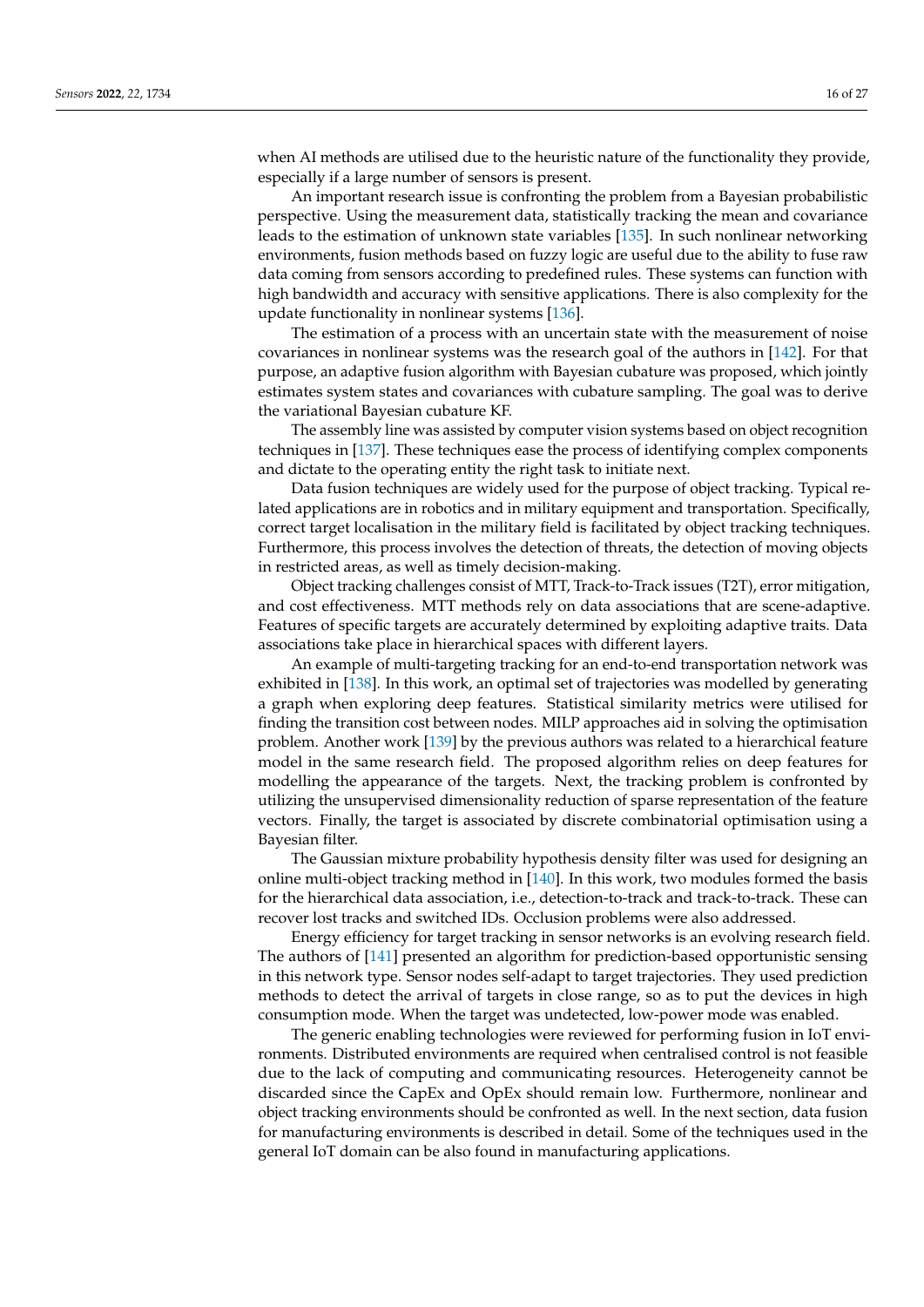when AI methods are utilised due to the heuristic nature of the functionality they provide, especially if a large number of sensors is present.

An important research issue is confronting the problem from a Bayesian probabilistic perspective. Using the measurement data, statistically tracking the mean and covariance leads to the estimation of unknown state variables [135]. In such nonlinear networking environments, fusion methods based on fuzzy logic are useful due to the ability to fuse raw data coming from sensors according to predefined rules. These systems can function with high bandwidth and accuracy with sensitive applications. There is also complexity for the update functionality in nonlinear systems [136].

The estimation of a process with an uncertain state with the measurement of noise covariances in nonlinear systems was the research goal of the authors in [142]. For that purpose, an adaptive fusion algorithm with Bayesian cubature was proposed, which jointly estimates system states and covariances with cubature sampling. The goal was to derive the variational Bayesian cubature KF.

The assembly line was assisted by computer vision systems based on object recognition techniques in [137]. These techniques ease the process of identifying complex components and dictate to the operating entity the right task to initiate next.

Data fusion techniques are widely used for the purpose of object tracking. Typical related applications are in robotics and in military equipment and transportation. Specifically, correct target localisation in the military field is facilitated by object tracking techniques. Furthermore, this process involves the detection of threats, the detection of moving objects in restricted areas, as well as timely decision-making.

Object tracking challenges consist of MTT, Track-to-Track issues (T2T), error mitigation, and cost effectiveness. MTT methods rely on data associations that are scene-adaptive. Features of specific targets are accurately determined by exploiting adaptive traits. Data associations take place in hierarchical spaces with different layers.

An example of multi-targeting tracking for an end-to-end transportation network was exhibited in [138]. In this work, an optimal set of trajectories was modelled by generating a graph when exploring deep features. Statistical similarity metrics were utilised for finding the transition cost between nodes. MILP approaches aid in solving the optimisation problem. Another work [139] by the previous authors was related to a hierarchical feature model in the same research field. The proposed algorithm relies on deep features for modelling the appearance of the targets. Next, the tracking problem is confronted by utilizing the unsupervised dimensionality reduction of sparse representation of the feature vectors. Finally, the target is associated by discrete combinatorial optimisation using a Bayesian filter.

The Gaussian mixture probability hypothesis density filter was used for designing an online multi-object tracking method in [140]. In this work, two modules formed the basis for the hierarchical data association, i.e., detection-to-track and track-to-track. These can recover lost tracks and switched IDs. Occlusion problems were also addressed.

Energy efficiency for target tracking in sensor networks is an evolving research field. The authors of [141] presented an algorithm for prediction-based opportunistic sensing in this network type. Sensor nodes self-adapt to target trajectories. They used prediction methods to detect the arrival of targets in close range, so as to put the devices in high consumption mode. When the target was undetected, low-power mode was enabled.

The generic enabling technologies were reviewed for performing fusion in IoT environments. Distributed environments are required when centralised control is not feasible due to the lack of computing and communicating resources. Heterogeneity cannot be discarded since the CapEx and OpEx should remain low. Furthermore, nonlinear and object tracking environments should be confronted as well. In the next section, data fusion for manufacturing environments is described in detail. Some of the techniques used in the general IoT domain can be also found in manufacturing applications.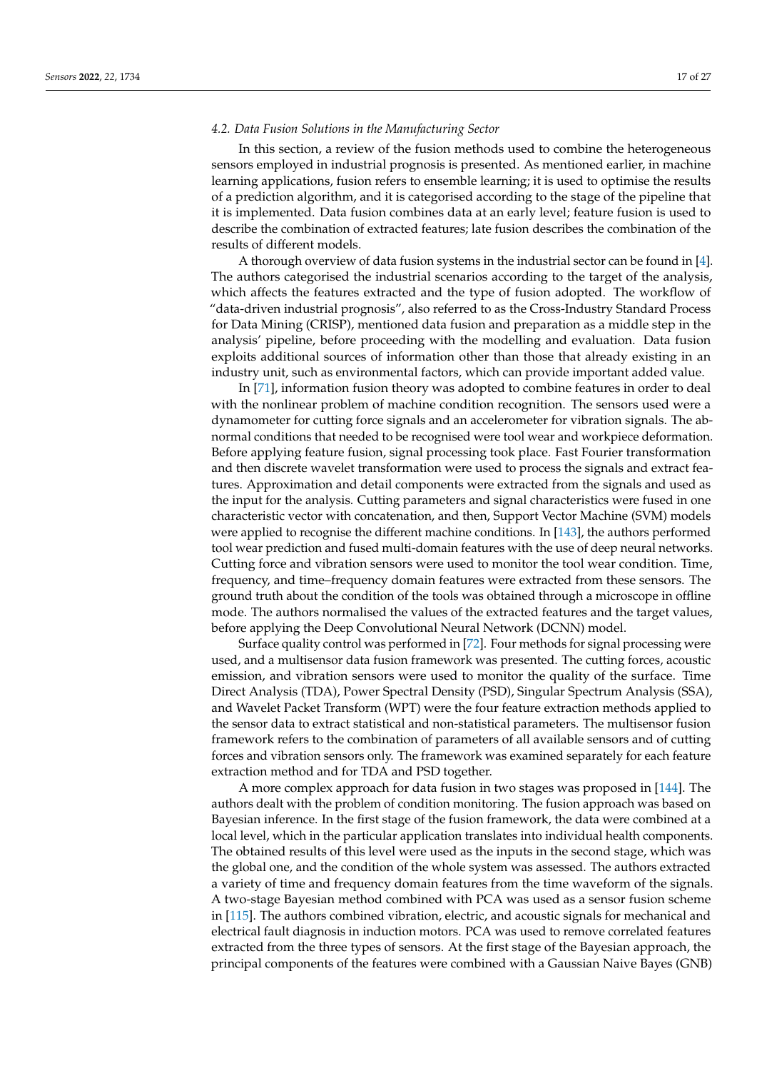### 4.2. Data Fusion Solutions in the Manufacturing Sector

In this section, a review of the fusion methods used to combine the heterogeneous sensors employed in industrial prognosis is presented. As mentioned earlier, in machine learning applications, fusion refers to ensemble learning; it is used to optimise the results of a prediction algorithm, and it is categorised according to the stage of the pipeline that it is implemented. Data fusion combines data at an early level; feature fusion is used to describe the combination of extracted features; late fusion describes the combination of the results of different models.

A thorough overview of data fusion systems in the industrial sector can be found in [4]. The authors categorised the industrial scenarios according to the target of the analysis, which affects the features extracted and the type of fusion adopted. The workflow of "data-driven industrial prognosis", also referred to as the Cross-Industry Standard Process for Data Mining (CRISP), mentioned data fusion and preparation as a middle step in the analysis' pipeline, before proceeding with the modelling and evaluation. Data fusion exploits additional sources of information other than those that already existing in an industry unit, such as environmental factors, which can provide important added value.

In [71], information fusion theory was adopted to combine features in order to deal with the nonlinear problem of machine condition recognition. The sensors used were a dynamometer for cutting force signals and an accelerometer for vibration signals. The abnormal conditions that needed to be recognised were tool wear and workpiece deformation. Before applying feature fusion, signal processing took place. Fast Fourier transformation and then discrete wavelet transformation were used to process the signals and extract features. Approximation and detail components were extracted from the signals and used as the input for the analysis. Cutting parameters and signal characteristics were fused in one characteristic vector with concatenation, and then, Support Vector Machine (SVM) models were applied to recognise the different machine conditions. In [143], the authors performed tool wear prediction and fused multi-domain features with the use of deep neural networks. Cutting force and vibration sensors were used to monitor the tool wear condition. Time, frequency, and time–frequency domain features were extracted from these sensors. The ground truth about the condition of the tools was obtained through a microscope in offline mode. The authors normalised the values of the extracted features and the target values, before applying the Deep Convolutional Neural Network (DCNN) model.

Surface quality control was performed in [72]. Four methods for signal processing were used, and a multisensor data fusion framework was presented. The cutting forces, acoustic emission, and vibration sensors were used to monitor the quality of the surface. Time Direct Analysis (TDA), Power Spectral Density (PSD), Singular Spectrum Analysis (SSA), and Wavelet Packet Transform (WPT) were the four feature extraction methods applied to the sensor data to extract statistical and non-statistical parameters. The multisensor fusion framework refers to the combination of parameters of all available sensors and of cutting forces and vibration sensors only. The framework was examined separately for each feature extraction method and for TDA and PSD together.

A more complex approach for data fusion in two stages was proposed in [144]. The authors dealt with the problem of condition monitoring. The fusion approach was based on Bayesian inference. In the first stage of the fusion framework, the data were combined at a local level, which in the particular application translates into individual health components. The obtained results of this level were used as the inputs in the second stage, which was the global one, and the condition of the whole system was assessed. The authors extracted a variety of time and frequency domain features from the time waveform of the signals. A two-stage Bayesian method combined with PCA was used as a sensor fusion scheme in [115]. The authors combined vibration, electric, and acoustic signals for mechanical and electrical fault diagnosis in induction motors. PCA was used to remove correlated features extracted from the three types of sensors. At the first stage of the Bayesian approach, the principal components of the features were combined with a Gaussian Naive Bayes (GNB)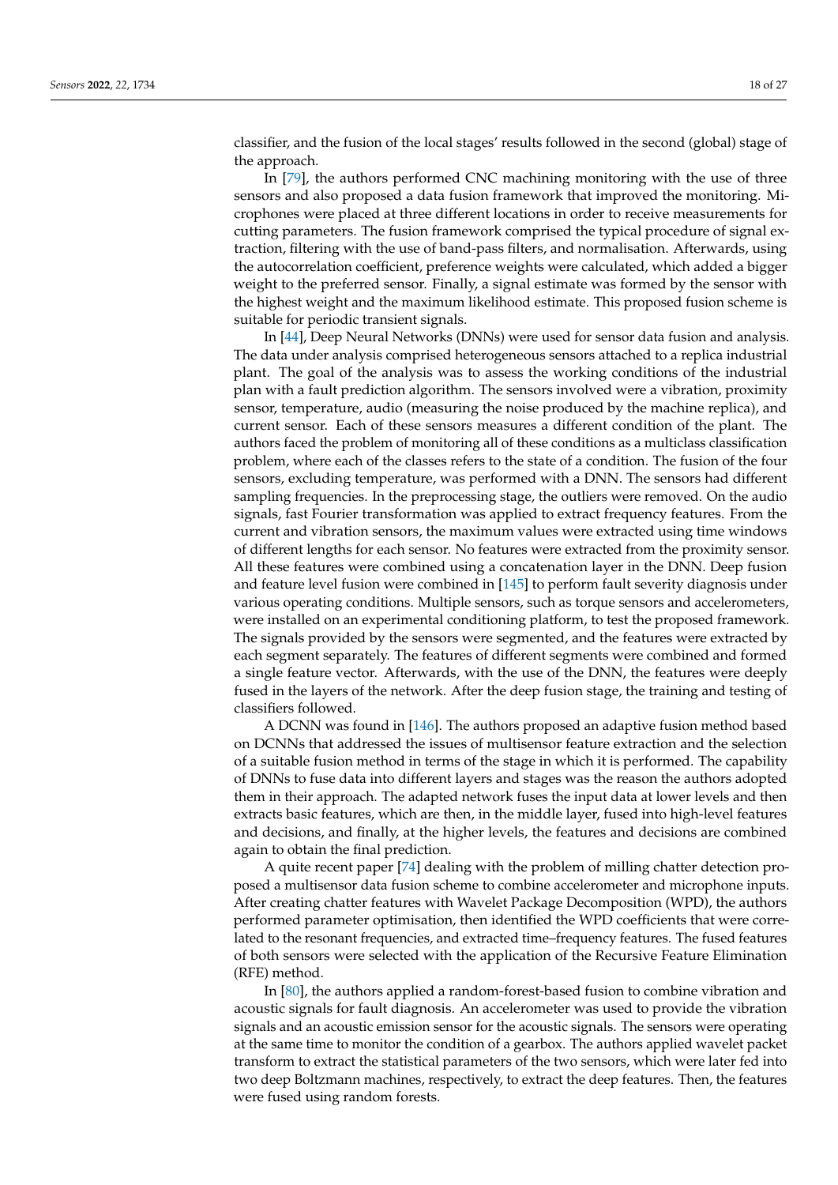classifier, and the fusion of the local stages' results followed in the second (global) stage of the approach.

In [79], the authors performed CNC machining monitoring with the use of three sensors and also proposed a data fusion framework that improved the monitoring. Microphones were placed at three different locations in order to receive measurements for cutting parameters. The fusion framework comprised the typical procedure of signal extraction, filtering with the use of band-pass filters, and normalisation. Afterwards, using the autocorrelation coefficient, preference weights were calculated, which added a bigger weight to the preferred sensor. Finally, a signal estimate was formed by the sensor with the highest weight and the maximum likelihood estimate. This proposed fusion scheme is suitable for periodic transient signals.

In [44], Deep Neural Networks (DNNs) were used for sensor data fusion and analysis. The data under analysis comprised heterogeneous sensors attached to a replica industrial plant. The goal of the analysis was to assess the working conditions of the industrial plan with a fault prediction algorithm. The sensors involved were a vibration, proximity sensor, temperature, audio (measuring the noise produced by the machine replica), and current sensor. Each of these sensors measures a different condition of the plant. The authors faced the problem of monitoring all of these conditions as a multiclass classification problem, where each of the classes refers to the state of a condition. The fusion of the four sensors, excluding temperature, was performed with a DNN. The sensors had different sampling frequencies. In the preprocessing stage, the outliers were removed. On the audio signals, fast Fourier transformation was applied to extract frequency features. From the current and vibration sensors, the maximum values were extracted using time windows of different lengths for each sensor. No features were extracted from the proximity sensor. All these features were combined using a concatenation layer in the DNN. Deep fusion and feature level fusion were combined in [145] to perform fault severity diagnosis under various operating conditions. Multiple sensors, such as torque sensors and accelerometers, were installed on an experimental conditioning platform, to test the proposed framework. The signals provided by the sensors were segmented, and the features were extracted by each segment separately. The features of different segments were combined and formed a single feature vector. Afterwards, with the use of the DNN, the features were deeply fused in the layers of the network. After the deep fusion stage, the training and testing of classifiers followed.

A DCNN was found in [146]. The authors proposed an adaptive fusion method based on DCNNs that addressed the issues of multisensor feature extraction and the selection of a suitable fusion method in terms of the stage in which it is performed. The capability of DNNs to fuse data into different layers and stages was the reason the authors adopted them in their approach. The adapted network fuses the input data at lower levels and then extracts basic features, which are then, in the middle layer, fused into high-level features and decisions, and finally, at the higher levels, the features and decisions are combined again to obtain the final prediction.

A quite recent paper [74] dealing with the problem of milling chatter detection proposed a multisensor data fusion scheme to combine accelerometer and microphone inputs. After creating chatter features with Wavelet Package Decomposition (WPD), the authors performed parameter optimisation, then identified the WPD coefficients that were correlated to the resonant frequencies, and extracted time–frequency features. The fused features of both sensors were selected with the application of the Recursive Feature Elimination (RFE) method.

In [80], the authors applied a random-forest-based fusion to combine vibration and acoustic signals for fault diagnosis. An accelerometer was used to provide the vibration signals and an acoustic emission sensor for the acoustic signals. The sensors were operating at the same time to monitor the condition of a gearbox. The authors applied wavelet packet transform to extract the statistical parameters of the two sensors, which were later fed into two deep Boltzmann machines, respectively, to extract the deep features. Then, the features were fused using random forests.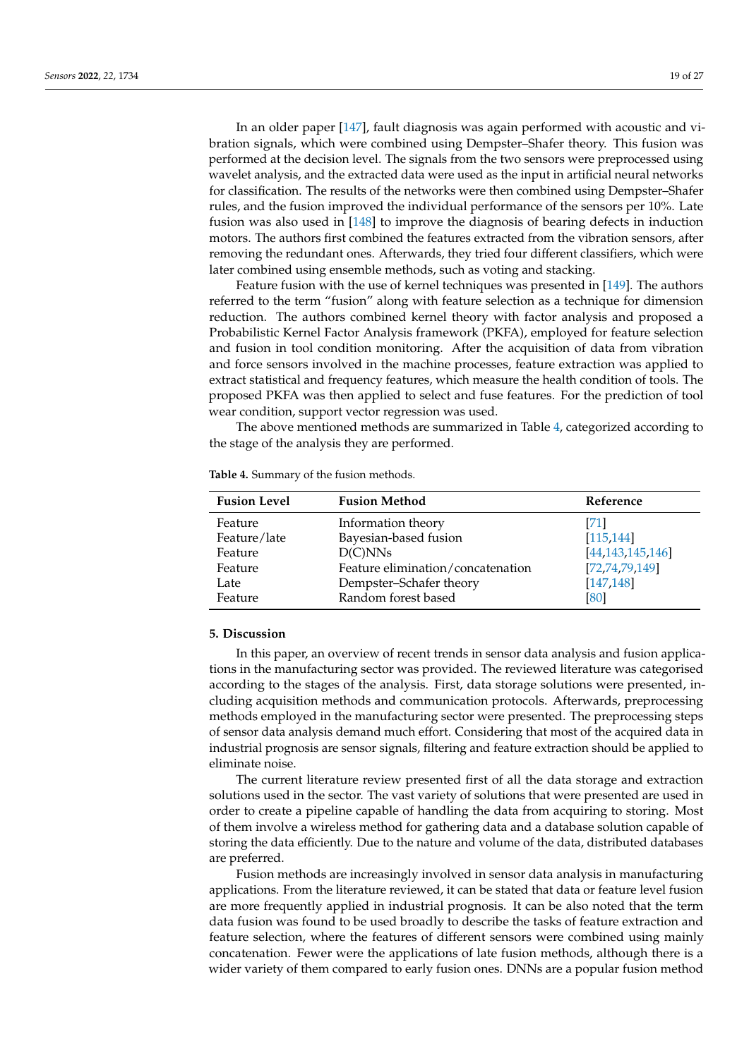In an older paper [147], fault diagnosis was again performed with acoustic and vibration signals, which were combined using Dempster–Shafer theory. This fusion was performed at the decision level. The signals from the two sensors were preprocessed using wavelet analysis, and the extracted data were used as the input in artificial neural networks for classification. The results of the networks were then combined using Dempster–Shafer rules, and the fusion improved the individual performance of the sensors per 10%. Late fusion was also used in [148] to improve the diagnosis of bearing defects in induction motors. The authors first combined the features extracted from the vibration sensors, after removing the redundant ones. Afterwards, they tried four different classifiers, which were later combined using ensemble methods, such as voting and stacking.

Feature fusion with the use of kernel techniques was presented in [149]. The authors referred to the term "fusion" along with feature selection as a technique for dimension reduction. The authors combined kernel theory with factor analysis and proposed a Probabilistic Kernel Factor Analysis framework (PKFA), employed for feature selection and fusion in tool condition monitoring. After the acquisition of data from vibration and force sensors involved in the machine processes, feature extraction was applied to extract statistical and frequency features, which measure the health condition of tools. The proposed PKFA was then applied to select and fuse features. For the prediction of tool wear condition, support vector regression was used.

The above mentioned methods are summarized in Table 4, categorized according to the stage of the analysis they are performed.

**Table 4.** Summary of the fusion methods.

| Fusion Level | Fusion Method | Reference |
|---|---|---|
| Feature | Information theory | [71] |
| Feature/late | Bayesian-based fusion | [115,144] |
| Feature | D(C)NNs | [44,143,145,146] |
| Feature | Feature elimination/concatenation | [72,74,79,149] |
| Late | Dempster–Schafer theory | [147,148] |
| Feature | Random forest based | [80] |

## 5. Discussion

In this paper, an overview of recent trends in sensor data analysis and fusion applications in the manufacturing sector was provided. The reviewed literature was categorised according to the stages of the analysis. First, data storage solutions were presented, including acquisition methods and communication protocols. Afterwards, preprocessing methods employed in the manufacturing sector were presented. The preprocessing steps of sensor data analysis demand much effort. Considering that most of the acquired data in industrial prognosis are sensor signals, filtering and feature extraction should be applied to eliminate noise.

The current literature review presented first of all the data storage and extraction solutions used in the sector. The vast variety of solutions that were presented are used in order to create a pipeline capable of handling the data from acquiring to storing. Most of them involve a wireless method for gathering data and a database solution capable of storing the data efficiently. Due to the nature and volume of the data, distributed databases are preferred.

Fusion methods are increasingly involved in sensor data analysis in manufacturing applications. From the literature reviewed, it can be stated that data or feature level fusion are more frequently applied in industrial prognosis. It can be also noted that the term data fusion was found to be used broadly to describe the tasks of feature extraction and feature selection, where the features of different sensors were combined using mainly concatenation. Fewer were the applications of late fusion methods, although there is a wider variety of them compared to early fusion ones. DNNs are a popular fusion method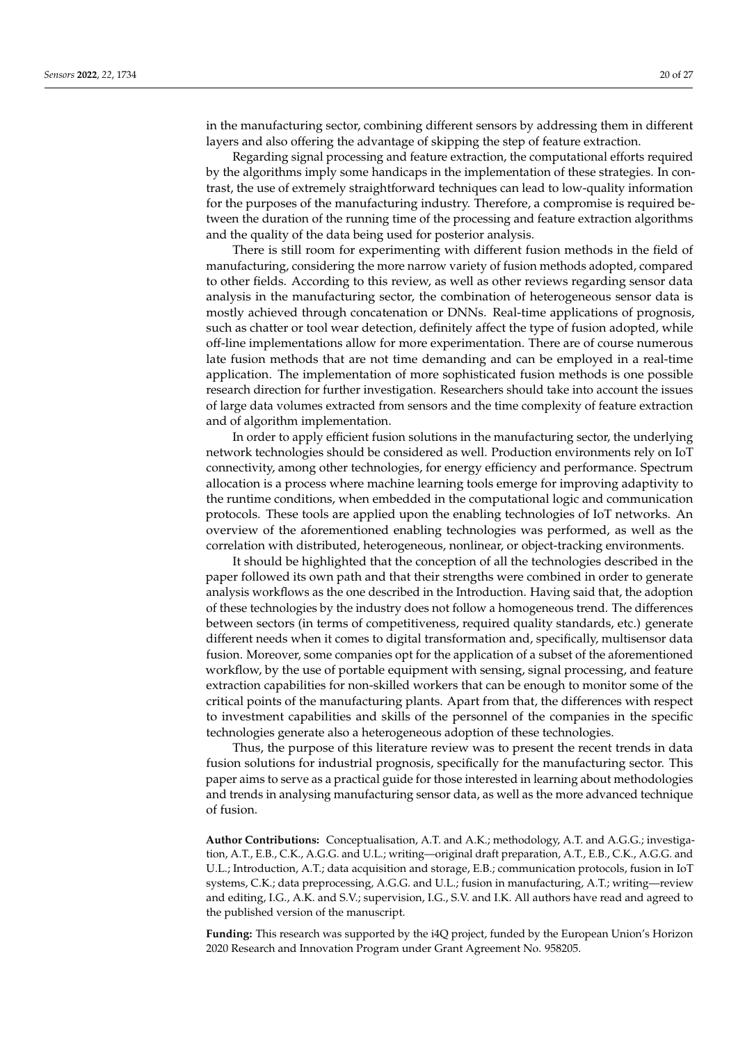in the manufacturing sector, combining different sensors by addressing them in different layers and also offering the advantage of skipping the step of feature extraction.

Regarding signal processing and feature extraction, the computational efforts required by the algorithms imply some handicaps in the implementation of these strategies. In contrast, the use of extremely straightforward techniques can lead to low-quality information for the purposes of the manufacturing industry. Therefore, a compromise is required between the duration of the running time of the processing and feature extraction algorithms and the quality of the data being used for posterior analysis.

There is still room for experimenting with different fusion methods in the field of manufacturing, considering the more narrow variety of fusion methods adopted, compared to other fields. According to this review, as well as other reviews regarding sensor data analysis in the manufacturing sector, the combination of heterogeneous sensor data is mostly achieved through concatenation or DNNs. Real-time applications of prognosis, such as chatter or tool wear detection, definitely affect the type of fusion adopted, while off-line implementations allow for more experimentation. There are of course numerous late fusion methods that are not time demanding and can be employed in a real-time application. The implementation of more sophisticated fusion methods is one possible research direction for further investigation. Researchers should take into account the issues of large data volumes extracted from sensors and the time complexity of feature extraction and of algorithm implementation.

In order to apply efficient fusion solutions in the manufacturing sector, the underlying network technologies should be considered as well. Production environments rely on IoT connectivity, among other technologies, for energy efficiency and performance. Spectrum allocation is a process where machine learning tools emerge for improving adaptivity to the runtime conditions, when embedded in the computational logic and communication protocols. These tools are applied upon the enabling technologies of IoT networks. An overview of the aforementioned enabling technologies was performed, as well as the correlation with distributed, heterogeneous, nonlinear, or object-tracking environments.

It should be highlighted that the conception of all the technologies described in the paper followed its own path and that their strengths were combined in order to generate analysis workflows as the one described in the Introduction. Having said that, the adoption of these technologies by the industry does not follow a homogeneous trend. The differences between sectors (in terms of competitiveness, required quality standards, etc.) generate different needs when it comes to digital transformation and, specifically, multisensor data fusion. Moreover, some companies opt for the application of a subset of the aforementioned workflow, by the use of portable equipment with sensing, signal processing, and feature extraction capabilities for non-skilled workers that can be enough to monitor some of the critical points of the manufacturing plants. Apart from that, the differences with respect to investment capabilities and skills of the personnel of the companies in the specific technologies generate also a heterogeneous adoption of these technologies.

Thus, the purpose of this literature review was to present the recent trends in data fusion solutions for industrial prognosis, specifically for the manufacturing sector. This paper aims to serve as a practical guide for those interested in learning about methodologies and trends in analysing manufacturing sensor data, as well as the more advanced technique of fusion.

**Author Contributions:** Conceptualisation, A.T. and A.K.; methodology, A.T. and A.G.G.; investigation, A.T., E.B., C.K., A.G.G. and U.L.; writing—original draft preparation, A.T., E.B., C.K., A.G.G. and U.L.; Introduction, A.T.; data acquisition and storage, E.B.; communication protocols, fusion in IoT systems, C.K.; data preprocessing, A.G.G. and U.L.; fusion in manufacturing, A.T.; writing—review and editing, I.G., A.K. and S.V.; supervision, I.G., S.V. and I.K. All authors have read and agreed to the published version of the manuscript.

**Funding:** This research was supported by the i4Q project, funded by the European Union's Horizon 2020 Research and Innovation Program under Grant Agreement No. 958205.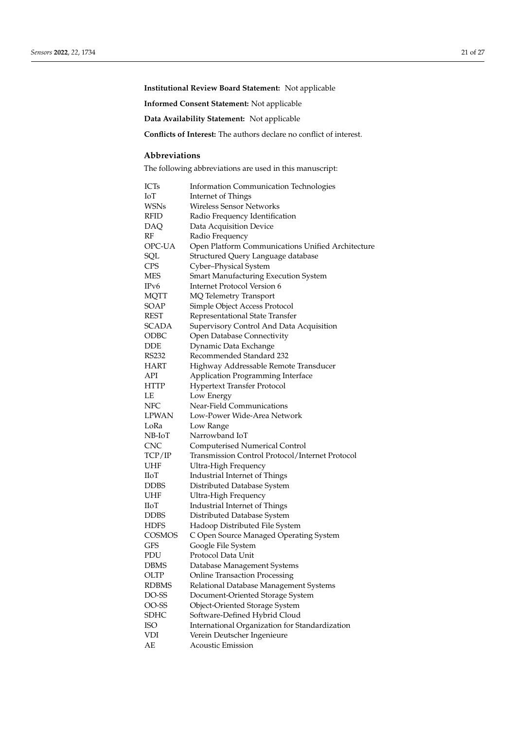**Institutional Review Board Statement:** Not applicable

**Informed Consent Statement:** Not applicable

**Data Availability Statement:** Not applicable

**Conflicts of Interest:** The authors declare no conflict of interest.

## Abbreviations

The following abbreviations are used in this manuscript:

| | |
|---|---|
| ICTs | Information Communication Technologies |
| IoT | Internet of Things |
| WSNs | Wireless Sensor Networks |
| RFID | Radio Frequency Identification |
| DAQ | Data Acquisition Device |
| RF | Radio Frequency |
| OPC-UA | Open Platform Communications Unified Architecture |
| SQL | Structured Query Language database |
| CPS | Cyber–Physical System |
| MES | Smart Manufacturing Execution System |
| IPv6 | Internet Protocol Version 6 |
| MQTT | MQ Telemetry Transport |
| SOAP | Simple Object Access Protocol |
| REST | Representational State Transfer |
| SCADA | Supervisory Control And Data Acquisition |
| ODBC | Open Database Connectivity |
| DDE | Dynamic Data Exchange |
| RS232 | Recommended Standard 232 |
| HART | Highway Addressable Remote Transducer |
| API | Application Programming Interface |
| HTTP | Hypertext Transfer Protocol |
| LE | Low Energy |
| NFC | Near-Field Communications |
| LPWAN | Low-Power Wide-Area Network |
| LoRa | Low Range |
| NB-IoT | Narrowband IoT |
| CNC | Computerised Numerical Control |
| TCP/IP | Transmission Control Protocol/Internet Protocol |
| UHF | Ultra-High Frequency |
| IIoT | Industrial Internet of Things |
| DDBS | Distributed Database System |
| UHF | Ultra-High Frequency |
| IIoT | Industrial Internet of Things |
| DDBS | Distributed Database System |
| HDFS | Hadoop Distributed File System |
| COSMOS | C Open Source Managed Operating System |
| GFS | Google File System |
| PDU | Protocol Data Unit |
| DBMS | Database Management Systems |
| OLTP | Online Transaction Processing |
| RDBMS | Relational Database Management Systems |
| DO-SS | Document-Oriented Storage System |
| OO-SS | Object-Oriented Storage System |
| SDHC | Software-Defined Hybrid Cloud |
| ISO | International Organization for Standardization |
| VDI | Verein Deutscher Ingenieure |
| AE | Acoustic Emission |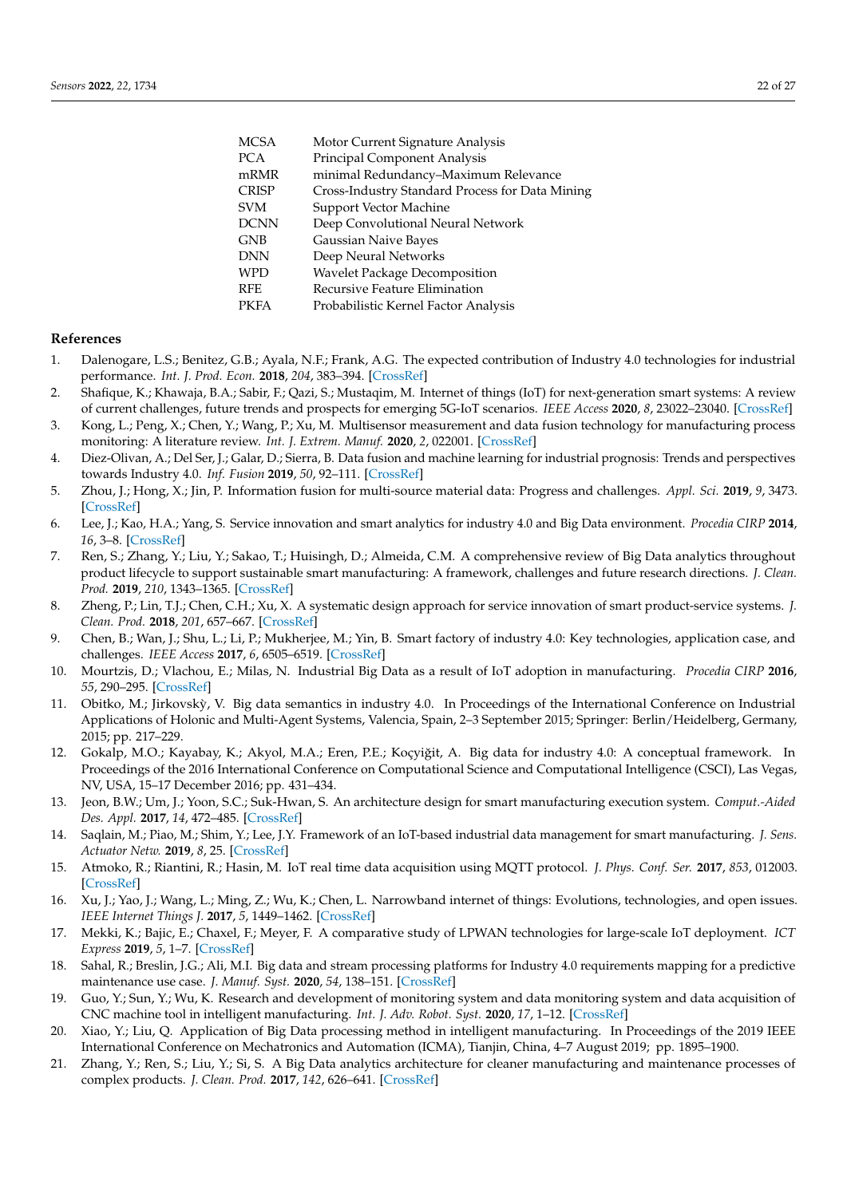| | |
|---|---|
| MCSA | Motor Current Signature Analysis |
| PCA | Principal Component Analysis |
| mRMR | minimal Redundancy–Maximum Relevance |
| CRISP | Cross-Industry Standard Process for Data Mining |
| SVM | Support Vector Machine |
| DCNN | Deep Convolutional Neural Network |
| GNB | Gaussian Naive Bayes |
| DNN | Deep Neural Networks |
| WPD | Wavelet Package Decomposition |
| RFE | Recursive Feature Elimination |
| PKFA | Probabilistic Kernel Factor Analysis |

## References

1. Dalenogare, L.S.; Benitez, G.B.; Ayala, N.F.; Frank, A.G. The expected contribution of Industry 4.0 technologies for industrial performance. *Int. J. Prod. Econ.* **2018**, *204*, 383–394. [CrossRef]
2. Shafique, K.; Khawaja, B.A.; Sabir, F.; Qazi, S.; Mustaqim, M. Internet of things (IoT) for next-generation smart systems: A review of current challenges, future trends and prospects for emerging 5G-IoT scenarios. *IEEE Access* **2020**, *8*, 23022–23040. [CrossRef]
3. Kong, L.; Peng, X.; Chen, Y.; Wang, P.; Xu, M. Multisensor measurement and data fusion technology for manufacturing process monitoring: A literature review. *Int. J. Extrem. Manuf.* **2020**, *2*, 022001. [CrossRef]
4. Diez-Olivan, A.; Del Ser, J.; Galar, D.; Sierra, B. Data fusion and machine learning for industrial prognosis: Trends and perspectives towards Industry 4.0. *Inf. Fusion* **2019**, *50*, 92–111. [CrossRef]
5. Zhou, J.; Hong, X.; Jin, P. Information fusion for multi-source material data: Progress and challenges. *Appl. Sci.* **2019**, *9*, 3473. [CrossRef]
6. Lee, J.; Kao, H.A.; Yang, S. Service innovation and smart analytics for industry 4.0 and Big Data environment. *Procedia CIRP* **2014**, *16*, 3–8. [CrossRef]
7. Ren, S.; Zhang, Y.; Liu, Y.; Sakao, T.; Huisingh, D.; Almeida, C.M. A comprehensive review of Big Data analytics throughout product lifecycle to support sustainable smart manufacturing: A framework, challenges and future research directions. *J. Clean. Prod.* **2019**, *210*, 1343–1365. [CrossRef]
8. Zheng, P.; Lin, T.J.; Chen, C.H.; Xu, X. A systematic design approach for service innovation of smart product-service systems. *J. Clean. Prod.* **2018**, *201*, 657–667. [CrossRef]
9. Chen, B.; Wan, J.; Shu, L.; Li, P.; Mukherjee, M.; Yin, B. Smart factory of industry 4.0: Key technologies, application case, and challenges. *IEEE Access* **2017**, *6*, 6505–6519. [CrossRef]
10. Mourtzis, D.; Vlachou, E.; Milas, N. Industrial Big Data as a result of IoT adoption in manufacturing. *Procedia CIRP* **2016**, *55*, 290–295. [CrossRef]
11. Obitko, M.; Jirkovskỳ, V. Big data semantics in industry 4.0. In Proceedings of the International Conference on Industrial Applications of Holonic and Multi-Agent Systems, Valencia, Spain, 2–3 September 2015; Springer: Berlin/Heidelberg, Germany, 2015; pp. 217–229.
12. Gokalp, M.O.; Kayabay, K.; Akyol, M.A.; Eren, P.E.; Koçyiğit, A. Big data for industry 4.0: A conceptual framework. In Proceedings of the 2016 International Conference on Computational Science and Computational Intelligence (CSCI), Las Vegas, NV, USA, 15–17 December 2016; pp. 431–434.
13. Jeon, B.W.; Um, J.; Yoon, S.C.; Suk-Hwan, S. An architecture design for smart manufacturing execution system. *Comput.-Aided Des. Appl.* **2017**, *14*, 472–485. [CrossRef]
14. Saqlain, M.; Piao, M.; Shim, Y.; Lee, J.Y. Framework of an IoT-based industrial data management for smart manufacturing. *J. Sens. Actuator Netw.* **2019**, *8*, 25. [CrossRef]
15. Atmoko, R.; Riantini, R.; Hasin, M. IoT real time data acquisition using MQTT protocol. *J. Phys. Conf. Ser.* **2017**, *853*, 012003. [CrossRef]
16. Xu, J.; Yao, J.; Wang, L.; Ming, Z.; Wu, K.; Chen, L. Narrowband internet of things: Evolutions, technologies, and open issues. *IEEE Internet Things J.* **2017**, *5*, 1449–1462. [CrossRef]
17. Mekki, K.; Bajic, E.; Chaxel, F.; Meyer, F. A comparative study of LPWAN technologies for large-scale IoT deployment. *ICT Express* **2019**, *5*, 1–7. [CrossRef]
18. Sahal, R.; Breslin, J.G.; Ali, M.I. Big data and stream processing platforms for Industry 4.0 requirements mapping for a predictive maintenance use case. *J. Manuf. Syst.* **2020**, *54*, 138–151. [CrossRef]
19. Guo, Y.; Sun, Y.; Wu, K. Research and development of monitoring system and data monitoring system and data acquisition of CNC machine tool in intelligent manufacturing. *Int. J. Adv. Robot. Syst.* **2020**, *17*, 1–12. [CrossRef]
20. Xiao, Y.; Liu, Q. Application of Big Data processing method in intelligent manufacturing. In Proceedings of the 2019 IEEE International Conference on Mechatronics and Automation (ICMA), Tianjin, China, 4–7 August 2019; pp. 1895–1900.
21. Zhang, Y.; Ren, S.; Liu, Y.; Si, S. A Big Data analytics architecture for cleaner manufacturing and maintenance processes of complex products. *J. Clean. Prod.* **2017**, *142*, 626–641. [CrossRef]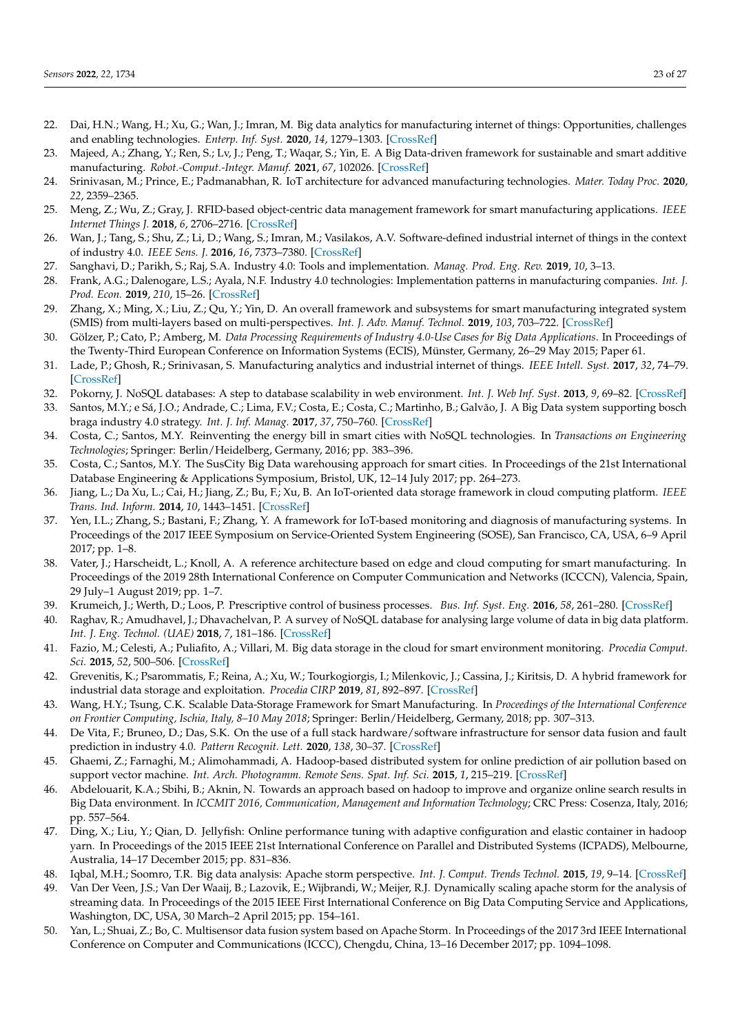22. Dai, H.N.; Wang, H.; Xu, G.; Wan, J.; Imran, M. Big data analytics for manufacturing internet of things: Opportunities, challenges and enabling technologies. *Enterp. Inf. Syst.* **2020**, *14*, 1279–1303. [CrossRef]
23. Majeed, A.; Zhang, Y.; Ren, S.; Lv, J.; Peng, T.; Waqar, S.; Yin, E. A Big Data-driven framework for sustainable and smart additive manufacturing. *Robot.-Comput.-Integr. Manuf.* **2021**, *67*, 102026. [CrossRef]
24. Srinivasan, M.; Prince, E.; Padmanabhan, R. IoT architecture for advanced manufacturing technologies. *Mater. Today Proc.* **2020**, *22*, 2359–2365.
25. Meng, Z.; Wu, Z.; Gray, J. RFID-based object-centric data management framework for smart manufacturing applications. *IEEE Internet Things J.* **2018**, *6*, 2706–2716. [CrossRef]
26. Wan, J.; Tang, S.; Shu, Z.; Li, D.; Wang, S.; Imran, M.; Vasilakos, A.V. Software-defined industrial internet of things in the context of industry 4.0. *IEEE Sens. J.* **2016**, *16*, 7373–7380. [CrossRef]
27. Sanghavi, D.; Parikh, S.; Raj, S.A. Industry 4.0: Tools and implementation. *Manag. Prod. Eng. Rev.* **2019**, *10*, 3–13.
28. Frank, A.G.; Dalenogare, L.S.; Ayala, N.F. Industry 4.0 technologies: Implementation patterns in manufacturing companies. *Int. J. Prod. Econ.* **2019**, *210*, 15–26. [CrossRef]
29. Zhang, X.; Ming, X.; Liu, Z.; Qu, Y.; Yin, D. An overall framework and subsystems for smart manufacturing integrated system (SMIS) from multi-layers based on multi-perspectives. *Int. J. Adv. Manuf. Technol.* **2019**, *103*, 703–722. [CrossRef]
30. Gölzer, P.; Cato, P.; Amberg, M. *Data Processing Requirements of Industry 4.0-Use Cases for Big Data Applications*. In Proceedings of the Twenty-Third European Conference on Information Systems (ECIS), Münster, Germany, 26–29 May 2015; Paper 61.
31. Lade, P.; Ghosh, R.; Srinivasan, S. Manufacturing analytics and industrial internet of things. *IEEE Intell. Syst.* **2017**, *32*, 74–79. [CrossRef]
32. Pokorny, J. NoSQL databases: A step to database scalability in web environment. *Int. J. Web Inf. Syst.* **2013**, *9*, 69–82. [CrossRef]
33. Santos, M.Y.; e Sá, J.O.; Andrade, C.; Lima, F.V.; Costa, E.; Costa, C.; Martinho, B.; Galvão, J. A Big Data system supporting bosch braga industry 4.0 strategy. *Int. J. Inf. Manag.* **2017**, *37*, 750–760. [CrossRef]
34. Costa, C.; Santos, M.Y. Reinventing the energy bill in smart cities with NoSQL technologies. In *Transactions on Engineering Technologies*; Springer: Berlin/Heidelberg, Germany, 2016; pp. 383–396.
35. Costa, C.; Santos, M.Y. The SusCity Big Data warehousing approach for smart cities. In Proceedings of the 21st International Database Engineering & Applications Symposium, Bristol, UK, 12–14 July 2017; pp. 264–273.
36. Jiang, L.; Da Xu, L.; Cai, H.; Jiang, Z.; Bu, F.; Xu, B. An IoT-oriented data storage framework in cloud computing platform. *IEEE Trans. Ind. Inform.* **2014**, *10*, 1443–1451. [CrossRef]
37. Yen, I.L.; Zhang, S.; Bastani, F.; Zhang, Y. A framework for IoT-based monitoring and diagnosis of manufacturing systems. In Proceedings of the 2017 IEEE Symposium on Service-Oriented System Engineering (SOSE), San Francisco, CA, USA, 6–9 April 2017; pp. 1–8.
38. Vater, J.; Harscheidt, L.; Knoll, A. A reference architecture based on edge and cloud computing for smart manufacturing. In Proceedings of the 2019 28th International Conference on Computer Communication and Networks (ICCCN), Valencia, Spain, 29 July–1 August 2019; pp. 1–7.
39. Krumeich, J.; Werth, D.; Loos, P. Prescriptive control of business processes. *Bus. Inf. Syst. Eng.* **2016**, *58*, 261–280. [CrossRef]
40. Raghav, R.; Amudhavel, J.; Dhavachelvan, P. A survey of NoSQL database for analysing large volume of data in big data platform. *Int. J. Eng. Technol. (UAE)* **2018**, *7*, 181–186. [CrossRef]
41. Fazio, M.; Celesti, A.; Puliafito, A.; Villari, M. Big data storage in the cloud for smart environment monitoring. *Procedia Comput. Sci.* **2015**, *52*, 500–506. [CrossRef]
42. Grevenitis, K.; Psarommatis, F.; Reina, A.; Xu, W.; Tourkogiorgis, I.; Milenkovic, J.; Cassina, J.; Kiritsis, D. A hybrid framework for industrial data storage and exploitation. *Procedia CIRP* **2019**, *81*, 892–897. [CrossRef]
43. Wang, H.Y.; Tsung, C.K. Scalable Data-Storage Framework for Smart Manufacturing. In *Proceedings of the International Conference on Frontier Computing, Ischia, Italy, 8–10 May 2018*; Springer: Berlin/Heidelberg, Germany, 2018; pp. 307–313.
44. De Vita, F.; Bruneo, D.; Das, S.K. On the use of a full stack hardware/software infrastructure for sensor data fusion and fault prediction in industry 4.0. *Pattern Recognit. Lett.* **2020**, *138*, 30–37. [CrossRef]
45. Ghaemi, Z.; Farnaghi, M.; Alimohammadi, A. Hadoop-based distributed system for online prediction of air pollution based on support vector machine. *Int. Arch. Photogramm. Remote Sens. Spat. Inf. Sci.* **2015**, *1*, 215–219. [CrossRef]
46. Abdelouarit, K.A.; Sbihi, B.; Aknin, N. Towards an approach based on hadoop to improve and organize online search results in Big Data environment. In *ICCMIT 2016, Communication, Management and Information Technology*; CRC Press: Cosenza, Italy, 2016; pp. 557–564.
47. Ding, X.; Liu, Y.; Qian, D. Jellyfish: Online performance tuning with adaptive configuration and elastic container in hadoop yarn. In Proceedings of the 2015 IEEE 21st International Conference on Parallel and Distributed Systems (ICPADS), Melbourne, Australia, 14–17 December 2015; pp. 831–836.
48. Iqbal, M.H.; Soomro, T.R. Big data analysis: Apache storm perspective. *Int. J. Comput. Trends Technol.* **2015**, *19*, 9–14. [CrossRef]
49. Van Der Veen, J.S.; Van Der Waaij, B.; Lazovik, E.; Wijbrandi, W.; Meijer, R.J. Dynamically scaling apache storm for the analysis of streaming data. In Proceedings of the 2015 IEEE First International Conference on Big Data Computing Service and Applications, Washington, DC, USA, 30 March–2 April 2015; pp. 154–161.
50. Yan, L.; Shuai, Z.; Bo, C. Multisensor data fusion system based on Apache Storm. In Proceedings of the 2017 3rd IEEE International Conference on Computer and Communications (ICCC), Chengdu, China, 13–16 December 2017; pp. 1094–1098.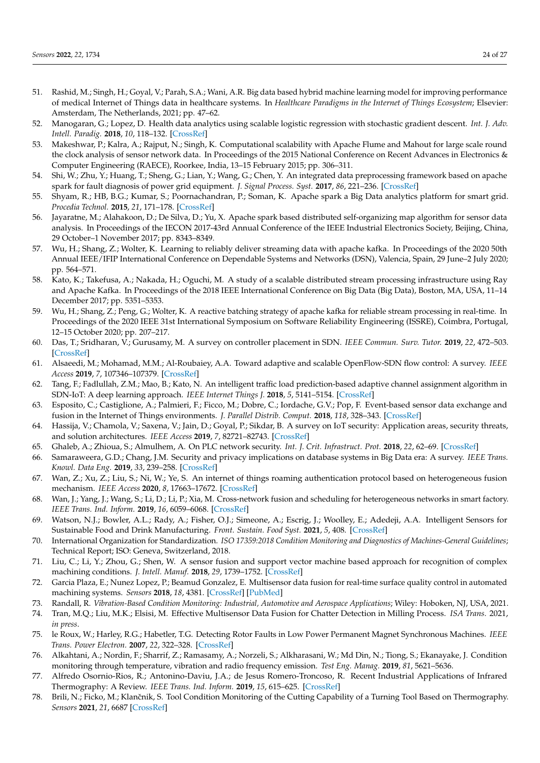51. Rashid, M.; Singh, H.; Goyal, V.; Parah, S.A.; Wani, A.R. Big data based hybrid machine learning model for improving performance of medical Internet of Things data in healthcare systems. In *Healthcare Paradigms in the Internet of Things Ecosystem*; Elsevier: Amsterdam, The Netherlands, 2021; pp. 47–62.
52. Manogaran, G.; Lopez, D. Health data analytics using scalable logistic regression with stochastic gradient descent. *Int. J. Adv. Intell. Paradig.* **2018**, *10*, 118–132. [CrossRef]
53. Makeshwar, P.; Kalra, A.; Rajput, N.; Singh, K. Computational scalability with Apache Flume and Mahout for large scale round the clock analysis of sensor network data. In Proceedings of the 2015 National Conference on Recent Advances in Electronics & Computer Engineering (RAECE), Roorkee, India, 13–15 February 2015; pp. 306–311.
54. Shi, W.; Zhu, Y.; Huang, T.; Sheng, G.; Lian, Y.; Wang, G.; Chen, Y. An integrated data preprocessing framework based on apache spark for fault diagnosis of power grid equipment. *J. Signal Process. Syst.* **2017**, *86*, 221–236. [CrossRef]
55. Shyam, R.; HB, B.G.; Kumar, S.; Poornachandran, P.; Soman, K. Apache spark a Big Data analytics platform for smart grid. *Procedia Technol.* **2015**, *21*, 171–178. [CrossRef]
56. Jayaratne, M.; Alahakoon, D.; De Silva, D.; Yu, X. Apache spark based distributed self-organizing map algorithm for sensor data analysis. In Proceedings of the IECON 2017-43rd Annual Conference of the IEEE Industrial Electronics Society, Beijing, China, 29 October–1 November 2017; pp. 8343–8349.
57. Wu, H.; Shang, Z.; Wolter, K. Learning to reliably deliver streaming data with apache kafka. In Proceedings of the 2020 50th Annual IEEE/IFIP International Conference on Dependable Systems and Networks (DSN), Valencia, Spain, 29 June–2 July 2020; pp. 564–571.
58. Kato, K.; Takefusa, A.; Nakada, H.; Oguchi, M. A study of a scalable distributed stream processing infrastructure using Ray and Apache Kafka. In Proceedings of the 2018 IEEE International Conference on Big Data (Big Data), Boston, MA, USA, 11–14 December 2017; pp. 5351–5353.
59. Wu, H.; Shang, Z.; Peng, G.; Wolter, K. A reactive batching strategy of apache kafka for reliable stream processing in real-time. In Proceedings of the 2020 IEEE 31st International Symposium on Software Reliability Engineering (ISSRE), Coimbra, Portugal, 12–15 October 2020; pp. 207–217.
60. Das, T.; Sridharan, V.; Gurusamy, M. A survey on controller placement in SDN. *IEEE Commun. Surv. Tutor.* **2019**, *22*, 472–503. [CrossRef]
61. Alsaeedi, M.; Mohamad, M.M.; Al-Roubaiey, A.A. Toward adaptive and scalable OpenFlow-SDN flow control: A survey. *IEEE Access* **2019**, *7*, 107346–107379. [CrossRef]
62. Tang, F.; Fadlullah, Z.M.; Mao, B.; Kato, N. An intelligent traffic load prediction-based adaptive channel assignment algorithm in SDN-IoT: A deep learning approach. *IEEE Internet Things J.* **2018**, *5*, 5141–5154. [CrossRef]
63. Esposito, C.; Castiglione, A.; Palmieri, F.; Ficco, M.; Dobre, C.; Iordache, G.V.; Pop, F. Event-based sensor data exchange and fusion in the Internet of Things environments. *J. Parallel Distrib. Comput.* **2018**, *118*, 328–343. [CrossRef]
64. Hassija, V.; Chamola, V.; Saxena, V.; Jain, D.; Goyal, P.; Sikdar, B. A survey on IoT security: Application areas, security threats, and solution architectures. *IEEE Access* **2019**, *7*, 82721–82743. [CrossRef]
65. Ghaleb, A.; Zhioua, S.; Almulhem, A. On PLC network security. *Int. J. Crit. Infrastruct. Prot.* **2018**, *22*, 62–69. [CrossRef]
66. Samaraweera, G.D.; Chang, J.M. Security and privacy implications on database systems in Big Data era: A survey. *IEEE Trans. Knowl. Data Eng.* **2019**, *33*, 239–258. [CrossRef]
67. Wan, Z.; Xu, Z.; Liu, S.; Ni, W.; Ye, S. An internet of things roaming authentication protocol based on heterogeneous fusion mechanism. *IEEE Access* **2020**, *8*, 17663–17672. [CrossRef]
68. Wan, J.; Yang, J.; Wang, S.; Li, D.; Li, P.; Xia, M. Cross-network fusion and scheduling for heterogeneous networks in smart factory. *IEEE Trans. Ind. Inform.* **2019**, *16*, 6059–6068. [CrossRef]
69. Watson, N.J.; Bowler, A.L.; Rady, A.; Fisher, O.J.; Simeone, A.; Escrig, J.; Woolley, E.; Adedeji, A.A. Intelligent Sensors for Sustainable Food and Drink Manufacturing. *Front. Sustain. Food Syst.* **2021**, *5*, 408. [CrossRef]
70. International Organization for Standardization. *ISO 17359:2018 Condition Monitoring and Diagnostics of Machines-General Guidelines*; Technical Report; ISO: Geneva, Switzerland, 2018.
71. Liu, C.; Li, Y.; Zhou, G.; Shen, W. A sensor fusion and support vector machine based approach for recognition of complex machining conditions. *J. Intell. Manuf.* **2018**, *29*, 1739–1752. [CrossRef]
72. Garcia Plaza, E.; Nunez Lopez, P.; Beamud Gonzalez, E. Multisensor data fusion for real-time surface quality control in automated machining systems. *Sensors* **2018**, *18*, 4381. [CrossRef] [PubMed]
73. Randall, R. *Vibration-Based Condition Monitoring: Industrial, Automotive and Aerospace Applications*; Wiley: Hoboken, NJ, USA, 2021.
74. Tran, M.Q.; Liu, M.K.; Elsisi, M. Effective Multisensor Data Fusion for Chatter Detection in Milling Process. *ISA Trans.* 2021, *in press*.
75. le Roux, W.; Harley, R.G.; Habetler, T.G. Detecting Rotor Faults in Low Power Permanent Magnet Synchronous Machines. *IEEE Trans. Power Electron.* **2007**, *22*, 322–328. [CrossRef]
76. Alkahtani, A.; Nordin, F.; Sharrif, Z.; Ramasamy, A.; Norzeli, S.; Alkharasani, W.; Md Din, N.; Tiong, S.; Ekanayake, J. Condition monitoring through temperature, vibration and radio frequency emission. *Test Eng. Manag.* **2019**, *81*, 5621–5636.
77. Alfredo Osornio-Rios, R.; Antonino-Daviu, J.A.; de Jesus Romero-Troncoso, R. Recent Industrial Applications of Infrared Thermography: A Review. *IEEE Trans. Ind. Inform.* **2019**, *15*, 615–625. [CrossRef]
78. Brili, N.; Ficko, M.; Klančnik, S. Tool Condition Monitoring of the Cutting Capability of a Turning Tool Based on Thermography. *Sensors* **2021**, *21*, 6687 [CrossRef]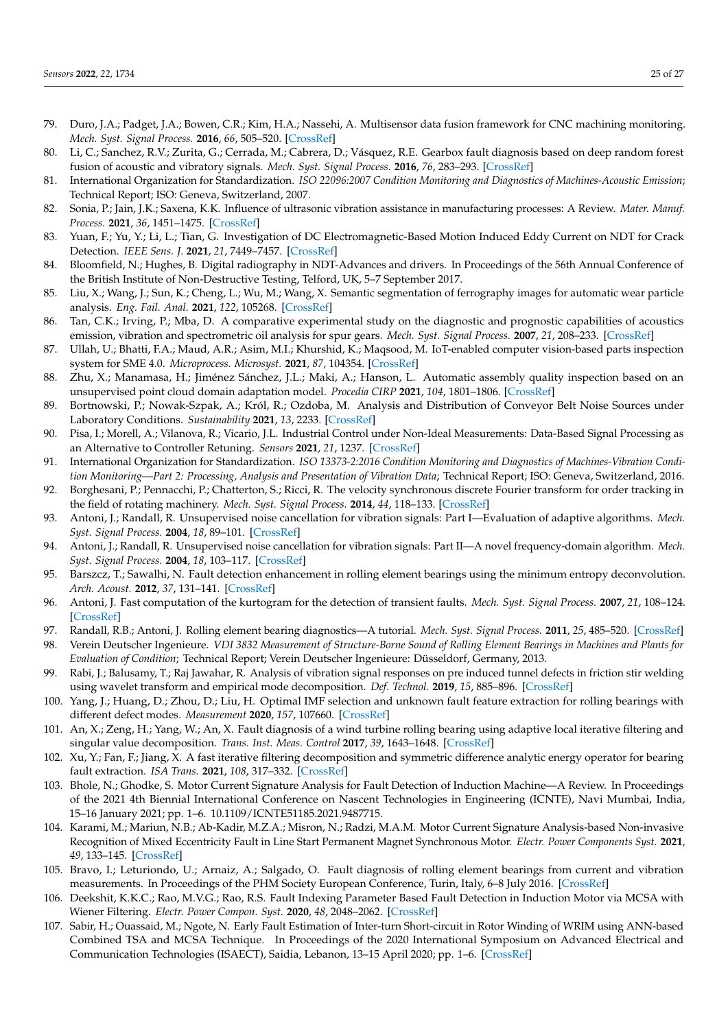79. Duro, J.A.; Padget, J.A.; Bowen, C.R.; Kim, H.A.; Nassehi, A. Multisensor data fusion framework for CNC machining monitoring. *Mech. Syst. Signal Process.* **2016**, *66*, 505–520. [CrossRef]
80. Li, C.; Sanchez, R.V.; Zurita, G.; Cerrada, M.; Cabrera, D.; Vásquez, R.E. Gearbox fault diagnosis based on deep random forest fusion of acoustic and vibratory signals. *Mech. Syst. Signal Process.* **2016**, *76*, 283–293. [CrossRef]
81. International Organization for Standardization. *ISO 22096:2007 Condition Monitoring and Diagnostics of Machines-Acoustic Emission*; Technical Report; ISO: Geneva, Switzerland, 2007.
82. Sonia, P.; Jain, J.K.; Saxena, K.K. Influence of ultrasonic vibration assistance in manufacturing processes: A Review. *Mater. Manuf. Process.* **2021**, *36*, 1451–1475. [CrossRef]
83. Yuan, F.; Yu, Y.; Li, L.; Tian, G. Investigation of DC Electromagnetic-Based Motion Induced Eddy Current on NDT for Crack Detection. *IEEE Sens. J.* **2021**, *21*, 7449–7457. [CrossRef]
84. Bloomfield, N.; Hughes, B. Digital radiography in NDT-Advances and drivers. In Proceedings of the 56th Annual Conference of the British Institute of Non-Destructive Testing, Telford, UK, 5–7 September 2017.
85. Liu, X.; Wang, J.; Sun, K.; Cheng, L.; Wu, M.; Wang, X. Semantic segmentation of ferrography images for automatic wear particle analysis. *Eng. Fail. Anal.* **2021**, *122*, 105268. [CrossRef]
86. Tan, C.K.; Irving, P.; Mba, D. A comparative experimental study on the diagnostic and prognostic capabilities of acoustics emission, vibration and spectrometric oil analysis for spur gears. *Mech. Syst. Signal Process.* **2007**, *21*, 208–233. [CrossRef]
87. Ullah, U.; Bhatti, F.A.; Maud, A.R.; Asim, M.I.; Khurshid, K.; Maqsood, M. IoT-enabled computer vision-based parts inspection system for SME 4.0. *Microprocess. Microsyst.* **2021**, *87*, 104354. [CrossRef]
88. Zhu, X.; Manamasa, H.; Jiménez Sánchez, J.L.; Maki, A.; Hanson, L. Automatic assembly quality inspection based on an unsupervised point cloud domain adaptation model. *Procedia CIRP* **2021**, *104*, 1801–1806. [CrossRef]
89. Bortnowski, P.; Nowak-Szpak, A.; Król, R.; Ozdoba, M. Analysis and Distribution of Conveyor Belt Noise Sources under Laboratory Conditions. *Sustainability* **2021**, *13*, 2233. [CrossRef]
90. Pisa, I.; Morell, A.; Vilanova, R.; Vicario, J.L. Industrial Control under Non-Ideal Measurements: Data-Based Signal Processing as an Alternative to Controller Retuning. *Sensors* **2021**, *21*, 1237. [CrossRef]
91. International Organization for Standardization. *ISO 13373-2:2016 Condition Monitoring and Diagnostics of Machines-Vibration Condition Monitoring—Part 2: Processing, Analysis and Presentation of Vibration Data*; Technical Report; ISO: Geneva, Switzerland, 2016.
92. Borghesani, P.; Pennacchi, P.; Chatterton, S.; Ricci, R. The velocity synchronous discrete Fourier transform for order tracking in the field of rotating machinery. *Mech. Syst. Signal Process.* **2014**, *44*, 118–133. [CrossRef]
93. Antoni, J.; Randall, R. Unsupervised noise cancellation for vibration signals: Part I—Evaluation of adaptive algorithms. *Mech. Syst. Signal Process.* **2004**, *18*, 89–101. [CrossRef]
94. Antoni, J.; Randall, R. Unsupervised noise cancellation for vibration signals: Part II—A novel frequency-domain algorithm. *Mech. Syst. Signal Process.* **2004**, *18*, 103–117. [CrossRef]
95. Barszcz, T.; Sawalhi, N. Fault detection enhancement in rolling element bearings using the minimum entropy deconvolution. *Arch. Acoust.* **2012**, *37*, 131–141. [CrossRef]
96. Antoni, J. Fast computation of the kurtogram for the detection of transient faults. *Mech. Syst. Signal Process.* **2007**, *21*, 108–124. [CrossRef]
97. Randall, R.B.; Antoni, J. Rolling element bearing diagnostics—A tutorial. *Mech. Syst. Signal Process.* **2011**, *25*, 485–520. [CrossRef]
98. Verein Deutscher Ingenieure. *VDI 3832 Measurement of Structure-Borne Sound of Rolling Element Bearings in Machines and Plants for Evaluation of Condition*; Technical Report; Verein Deutscher Ingenieure: Düsseldorf, Germany, 2013.
99. Rabi, J.; Balusamy, T.; Raj Jawahar, R. Analysis of vibration signal responses on pre induced tunnel defects in friction stir welding using wavelet transform and empirical mode decomposition. *Def. Technol.* **2019**, *15*, 885–896. [CrossRef]
100. Yang, J.; Huang, D.; Zhou, D.; Liu, H. Optimal IMF selection and unknown fault feature extraction for rolling bearings with different defect modes. *Measurement* **2020**, *157*, 107660. [CrossRef]
101. An, X.; Zeng, H.; Yang, W.; An, X. Fault diagnosis of a wind turbine rolling bearing using adaptive local iterative filtering and singular value decomposition. *Trans. Inst. Meas. Control* **2017**, *39*, 1643–1648. [CrossRef]
102. Xu, Y.; Fan, F.; Jiang, X. A fast iterative filtering decomposition and symmetric difference analytic energy operator for bearing fault extraction. *ISA Trans.* **2021**, *108*, 317–332. [CrossRef]
103. Bhole, N.; Ghodke, S. Motor Current Signature Analysis for Fault Detection of Induction Machine—A Review. In Proceedings of the 2021 4th Biennial International Conference on Nascent Technologies in Engineering (ICNTE), Navi Mumbai, India, 15–16 January 2021; pp. 1–6. 10.1109/ICNTE51185.2021.9487715.
104. Karami, M.; Mariun, N.B.; Ab-Kadir, M.Z.A.; Misron, N.; Radzi, M.A.M. Motor Current Signature Analysis-based Non-invasive Recognition of Mixed Eccentricity Fault in Line Start Permanent Magnet Synchronous Motor. *Electr. Power Components Syst.* **2021**, *49*, 133–145. [CrossRef]
105. Bravo, I.; Leturiondo, U.; Arnaiz, A.; Salgado, O. Fault diagnosis of rolling element bearings from current and vibration measurements. In Proceedings of the PHM Society European Conference, Turin, Italy, 6–8 July 2016. [CrossRef]
106. Deekshit, K.K.C.; Rao, M.V.G.; Rao, R.S. Fault Indexing Parameter Based Fault Detection in Induction Motor via MCSA with Wiener Filtering. *Electr. Power Compon. Syst.* **2020**, *48*, 2048–2062. [CrossRef]
107. Sabir, H.; Ouassaid, M.; Ngote, N. Early Fault Estimation of Inter-turn Short-circuit in Rotor Winding of WRIM using ANN-based Combined TSA and MCSA Technique. In Proceedings of the 2020 International Symposium on Advanced Electrical and Communication Technologies (ISAECT), Saidia, Lebanon, 13–15 April 2020; pp. 1–6. [CrossRef]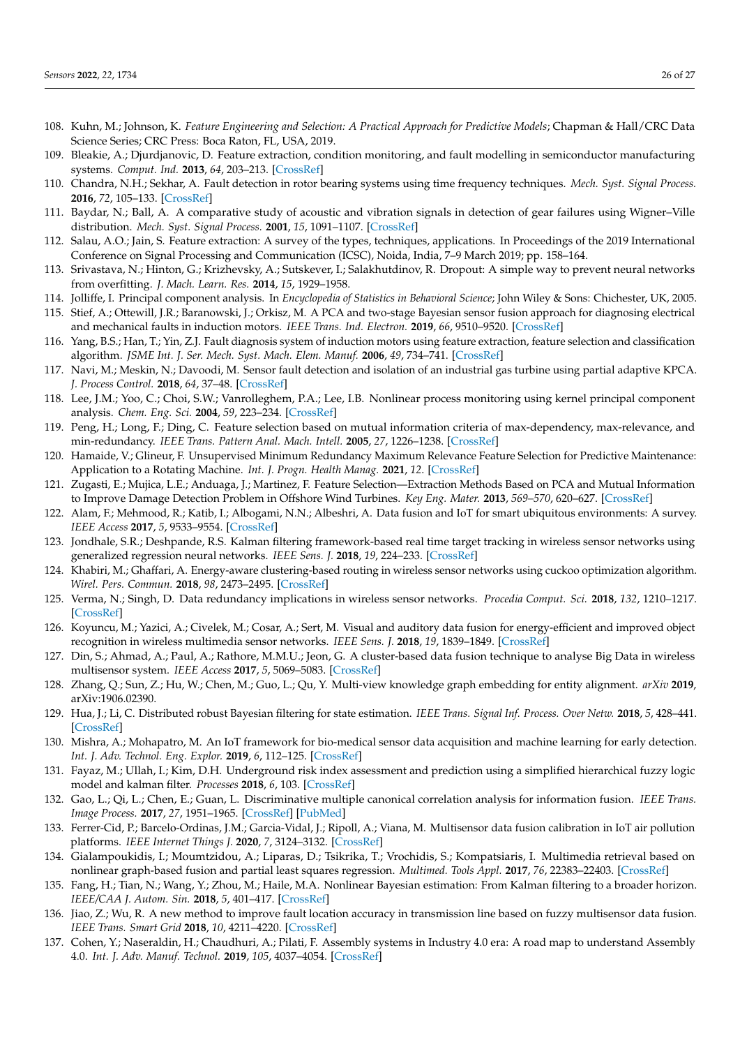108. Kuhn, M.; Johnson, K. *Feature Engineering and Selection: A Practical Approach for Predictive Models*; Chapman & Hall/CRC Data Science Series; CRC Press: Boca Raton, FL, USA, 2019.
109. Bleakie, A.; Djurdjanovic, D. Feature extraction, condition monitoring, and fault modelling in semiconductor manufacturing systems. *Comput. Ind.* **2013**, *64*, 203–213. [CrossRef]
110. Chandra, N.H.; Sekhar, A. Fault detection in rotor bearing systems using time frequency techniques. *Mech. Syst. Signal Process.* **2016**, *72*, 105–133. [CrossRef]
111. Baydar, N.; Ball, A. A comparative study of acoustic and vibration signals in detection of gear failures using Wigner–Ville distribution. *Mech. Syst. Signal Process.* **2001**, *15*, 1091–1107. [CrossRef]
112. Salau, A.O.; Jain, S. Feature extraction: A survey of the types, techniques, applications. In Proceedings of the 2019 International Conference on Signal Processing and Communication (ICSC), Noida, India, 7–9 March 2019; pp. 158–164.
113. Srivastava, N.; Hinton, G.; Krizhevsky, A.; Sutskever, I.; Salakhutdinov, R. Dropout: A simple way to prevent neural networks from overfitting. *J. Mach. Learn. Res.* **2014**, *15*, 1929–1958.
114. Jolliffe, I. Principal component analysis. In *Encyclopedia of Statistics in Behavioral Science*; John Wiley & Sons: Chichester, UK, 2005.
115. Stief, A.; Ottewill, J.R.; Baranowski, J.; Orkisz, M. A PCA and two-stage Bayesian sensor fusion approach for diagnosing electrical and mechanical faults in induction motors. *IEEE Trans. Ind. Electron.* **2019**, *66*, 9510–9520. [CrossRef]
116. Yang, B.S.; Han, T.; Yin, Z.J. Fault diagnosis system of induction motors using feature extraction, feature selection and classification algorithm. *JSME Int. J. Ser. Mech. Syst. Mach. Elem. Manuf.* **2006**, *49*, 734–741. [CrossRef]
117. Navi, M.; Meskin, N.; Davoodi, M. Sensor fault detection and isolation of an industrial gas turbine using partial adaptive KPCA. *J. Process Control.* **2018**, *64*, 37–48. [CrossRef]
118. Lee, J.M.; Yoo, C.; Choi, S.W.; Vanrolleghem, P.A.; Lee, I.B. Nonlinear process monitoring using kernel principal component analysis. *Chem. Eng. Sci.* **2004**, *59*, 223–234. [CrossRef]
119. Peng, H.; Long, F.; Ding, C. Feature selection based on mutual information criteria of max-dependency, max-relevance, and min-redundancy. *IEEE Trans. Pattern Anal. Mach. Intell.* **2005**, *27*, 1226–1238. [CrossRef]
120. Hamaide, V.; Glineur, F. Unsupervised Minimum Redundancy Maximum Relevance Feature Selection for Predictive Maintenance: Application to a Rotating Machine. *Int. J. Progn. Health Manag.* **2021**, *12*. [CrossRef]
121. Zugasti, E.; Mujica, L.E.; Anduaga, J.; Martinez, F. Feature Selection—Extraction Methods Based on PCA and Mutual Information to Improve Damage Detection Problem in Offshore Wind Turbines. *Key Eng. Mater.* **2013**, *569–570*, 620–627. [CrossRef]
122. Alam, F.; Mehmood, R.; Katib, I.; Albogami, N.N.; Albeshri, A. Data fusion and IoT for smart ubiquitous environments: A survey. *IEEE Access* **2017**, *5*, 9533–9554. [CrossRef]
123. Jondhale, S.R.; Deshpande, R.S. Kalman filtering framework-based real time target tracking in wireless sensor networks using generalized regression neural networks. *IEEE Sens. J.* **2018**, *19*, 224–233. [CrossRef]
124. Khabiri, M.; Ghaffari, A. Energy-aware clustering-based routing in wireless sensor networks using cuckoo optimization algorithm. *Wirel. Pers. Commun.* **2018**, *98*, 2473–2495. [CrossRef]
125. Verma, N.; Singh, D. Data redundancy implications in wireless sensor networks. *Procedia Comput. Sci.* **2018**, *132*, 1210–1217. [CrossRef]
126. Koyuncu, M.; Yazici, A.; Civelek, M.; Cosar, A.; Sert, M. Visual and auditory data fusion for energy-efficient and improved object recognition in wireless multimedia sensor networks. *IEEE Sens. J.* **2018**, *19*, 1839–1849. [CrossRef]
127. Din, S.; Ahmad, A.; Paul, A.; Rathore, M.M.U.; Jeon, G. A cluster-based data fusion technique to analyse Big Data in wireless multisensor system. *IEEE Access* **2017**, *5*, 5069–5083. [CrossRef]
128. Zhang, Q.; Sun, Z.; Hu, W.; Chen, M.; Guo, L.; Qu, Y. Multi-view knowledge graph embedding for entity alignment. *arXiv* **2019**, arXiv:1906.02390.
129. Hua, J.; Li, C. Distributed robust Bayesian filtering for state estimation. *IEEE Trans. Signal Inf. Process. Over Netw.* **2018**, *5*, 428–441. [CrossRef]
130. Mishra, A.; Mohapatro, M. An IoT framework for bio-medical sensor data acquisition and machine learning for early detection. *Int. J. Adv. Technol. Eng. Explor.* **2019**, *6*, 112–125. [CrossRef]
131. Fayaz, M.; Ullah, I.; Kim, D.H. Underground risk index assessment and prediction using a simplified hierarchical fuzzy logic model and kalman filter. *Processes* **2018**, *6*, 103. [CrossRef]
132. Gao, L.; Qi, L.; Chen, E.; Guan, L. Discriminative multiple canonical correlation analysis for information fusion. *IEEE Trans. Image Process.* **2017**, *27*, 1951–1965. [CrossRef] [PubMed]
133. Ferrer-Cid, P.; Barcelo-Ordinas, J.M.; Garcia-Vidal, J.; Ripoll, A.; Viana, M. Multisensor data fusion calibration in IoT air pollution platforms. *IEEE Internet Things J.* **2020**, *7*, 3124–3132. [CrossRef]
134. Gialampoukidis, I.; Moumtzidou, A.; Liparas, D.; Tsikrika, T.; Vrochidis, S.; Kompatsiaris, I. Multimedia retrieval based on nonlinear graph-based fusion and partial least squares regression. *Multimed. Tools Appl.* **2017**, *76*, 22383–22403. [CrossRef]
135. Fang, H.; Tian, N.; Wang, Y.; Zhou, M.; Haile, M.A. Nonlinear Bayesian estimation: From Kalman filtering to a broader horizon. *IEEE/CAA J. Autom. Sin.* **2018**, *5*, 401–417. [CrossRef]
136. Jiao, Z.; Wu, R. A new method to improve fault location accuracy in transmission line based on fuzzy multisensor data fusion. *IEEE Trans. Smart Grid* **2018**, *10*, 4211–4220. [CrossRef]
137. Cohen, Y.; Naseraldin, H.; Chaudhuri, A.; Pilati, F. Assembly systems in Industry 4.0 era: A road map to understand Assembly 4.0. *Int. J. Adv. Manuf. Technol.* **2019**, *105*, 4037–4054. [CrossRef]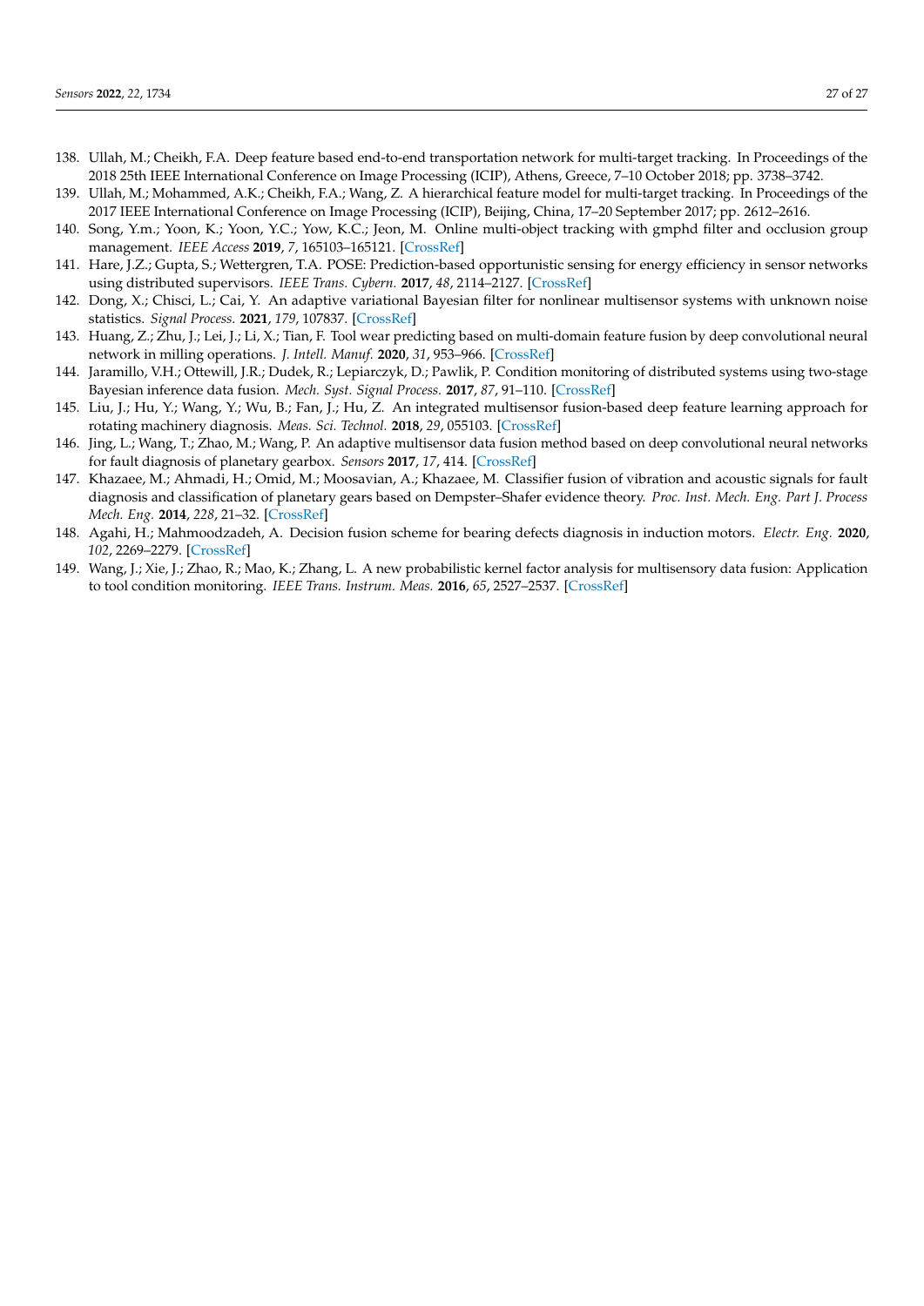138. Ullah, M.; Cheikh, F.A. Deep feature based end-to-end transportation network for multi-target tracking. In Proceedings of the 2018 25th IEEE International Conference on Image Processing (ICIP), Athens, Greece, 7–10 October 2018; pp. 3738–3742.
139. Ullah, M.; Mohammed, A.K.; Cheikh, F.A.; Wang, Z. A hierarchical feature model for multi-target tracking. In Proceedings of the 2017 IEEE International Conference on Image Processing (ICIP), Beijing, China, 17–20 September 2017; pp. 2612–2616.
140. Song, Y.m.; Yoon, K.; Yoon, Y.C.; Yow, K.C.; Jeon, M. Online multi-object tracking with gmphd filter and occlusion group management. *IEEE Access* **2019**, *7*, 165103–165121. [CrossRef]
141. Hare, J.Z.; Gupta, S.; Wettergren, T.A. POSE: Prediction-based opportunistic sensing for energy efficiency in sensor networks using distributed supervisors. *IEEE Trans. Cybern.* **2017**, *48*, 2114–2127. [CrossRef]
142. Dong, X.; Chisci, L.; Cai, Y. An adaptive variational Bayesian filter for nonlinear multisensor systems with unknown noise statistics. *Signal Process.* **2021**, *179*, 107837. [CrossRef]
143. Huang, Z.; Zhu, J.; Lei, J.; Li, X.; Tian, F. Tool wear predicting based on multi-domain feature fusion by deep convolutional neural network in milling operations. *J. Intell. Manuf.* **2020**, *31*, 953–966. [CrossRef]
144. Jaramillo, V.H.; Ottewill, J.R.; Dudek, R.; Lepiarczyk, D.; Pawlik, P. Condition monitoring of distributed systems using two-stage Bayesian inference data fusion. *Mech. Syst. Signal Process.* **2017**, *87*, 91–110. [CrossRef]
145. Liu, J.; Hu, Y.; Wang, Y.; Wu, B.; Fan, J.; Hu, Z. An integrated multisensor fusion-based deep feature learning approach for rotating machinery diagnosis. *Meas. Sci. Technol.* **2018**, *29*, 055103. [CrossRef]
146. Jing, L.; Wang, T.; Zhao, M.; Wang, P. An adaptive multisensor data fusion method based on deep convolutional neural networks for fault diagnosis of planetary gearbox. *Sensors* **2017**, *17*, 414. [CrossRef]
147. Khazaee, M.; Ahmadi, H.; Omid, M.; Moosavian, A.; Khazaee, M. Classifier fusion of vibration and acoustic signals for fault diagnosis and classification of planetary gears based on Dempster–Shafer evidence theory. *Proc. Inst. Mech. Eng. Part J. Process Mech. Eng.* **2014**, *228*, 21–32. [CrossRef]
148. Agahi, H.; Mahmoodzadeh, A. Decision fusion scheme for bearing defects diagnosis in induction motors. *Electr. Eng.* **2020**, *102*, 2269–2279. [CrossRef]
149. Wang, J.; Xie, J.; Zhao, R.; Mao, K.; Zhang, L. A new probabilistic kernel factor analysis for multisensory data fusion: Application to tool condition monitoring. *IEEE Trans. Instrum. Meas.* **2016**, *65*, 2527–2537. [CrossRef]